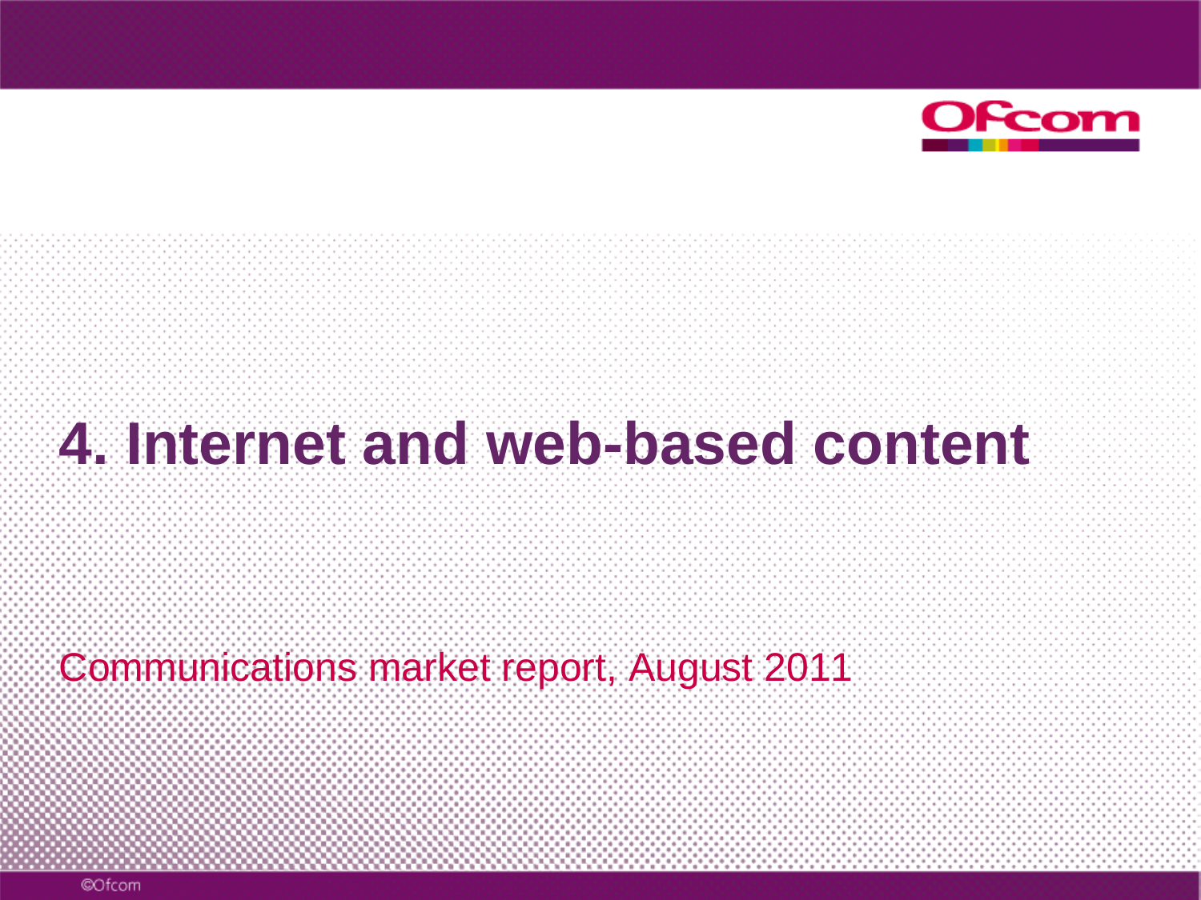# 4. Internet and web-based content

Communications market report, August 2011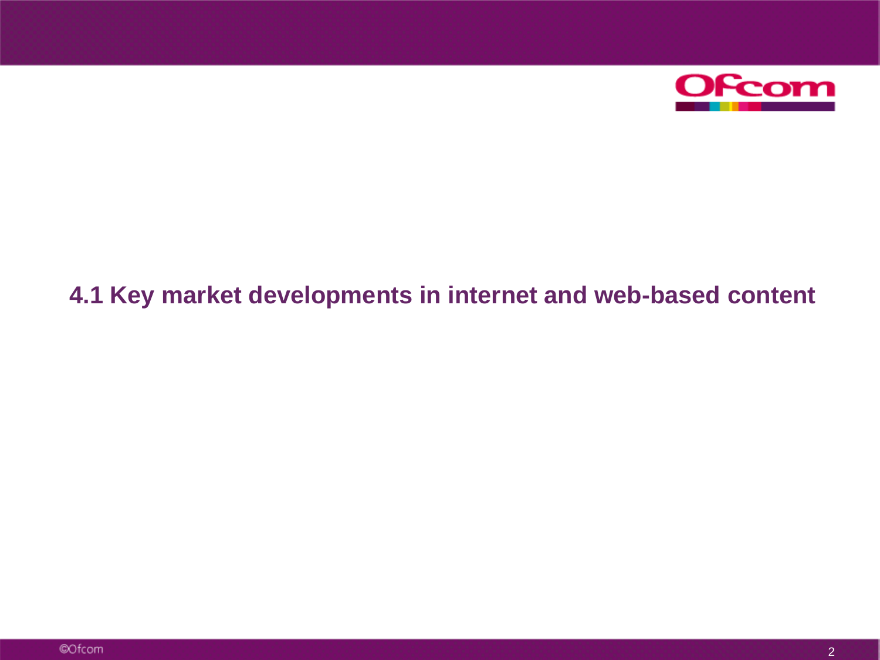# 4.1 Key market developments in internet and web-based content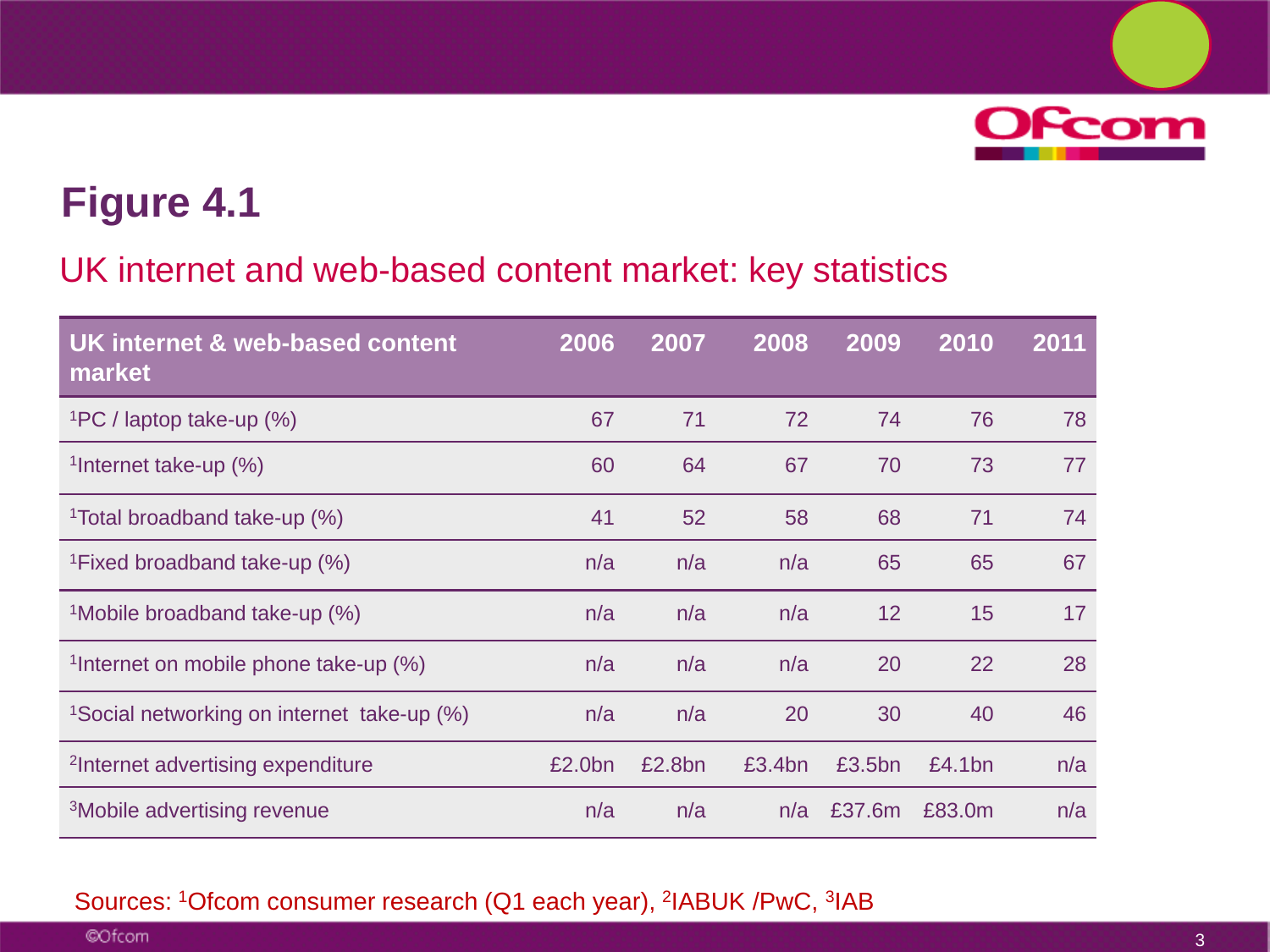# Figure 4.1

## UK internet and web-based content market: key statistics

| UK internet & web-based content market | 2006 | 2007 | 2008 | 2009 | 2010 | 2011 |
|---|---|---|---|---|---|---|
| [1]PC / laptop take-up (%) | 67 | 71 | 72 | 74 | 76 | 78 |
| [1]Internet take-up (%) | 60 | 64 | 67 | 70 | 73 | 77 |
| [1]Total broadband take-up (%) | 41 | 52 | 58 | 68 | 71 | 74 |
| [1]Fixed broadband take-up (%) | n/a | n/a | n/a | 65 | 65 | 67 |
| [1]Mobile broadband take-up (%) | n/a | n/a | n/a | 12 | 15 | 17 |
| [1]Internet on mobile phone take-up (%) | n/a | n/a | n/a | 20 | 22 | 28 |
| [1]Social networking on internet take-up (%) | n/a | n/a | 20 | 30 | 40 | 46 |
| [2]Internet advertising expenditure | £2.0bn | £2.8bn | £3.4bn | £3.5bn | £4.1bn | n/a |
| [3]Mobile advertising revenue | n/a | n/a | n/a | £37.6m | £83.0m | n/a |

Sources: [1]Ofcom consumer research (Q1 each year), [2]IABUK /PwC, [3]IAB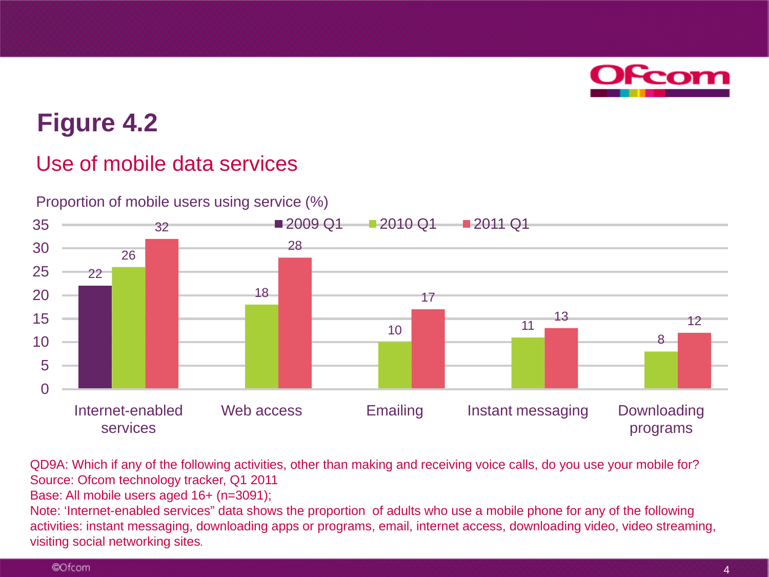# Figure 4.2

## Use of mobile data services

Proportion of mobile users using service (%)

■ 2009 Q1 ■ 2010 Q1 ■ 2011 Q1

35
30
25
20
15
10
5
0

22 26 32
18 28
10 17
11 13
8 12

Internet-enabled services
Web access
Emailing
Instant messaging
Downloading programs

QD9A: Which if any of the following activities, other than making and receiving voice calls, do you use your mobile for?
Source: Ofcom technology tracker, Q1 2011
Base: All mobile users aged 16+ (n=3091);
Note: 'Internet-enabled services" data shows the proportion of adults who use a mobile phone for any of the following activities: instant messaging, downloading apps or programs, email, internet access, downloading video, video streaming, visiting social networking sites.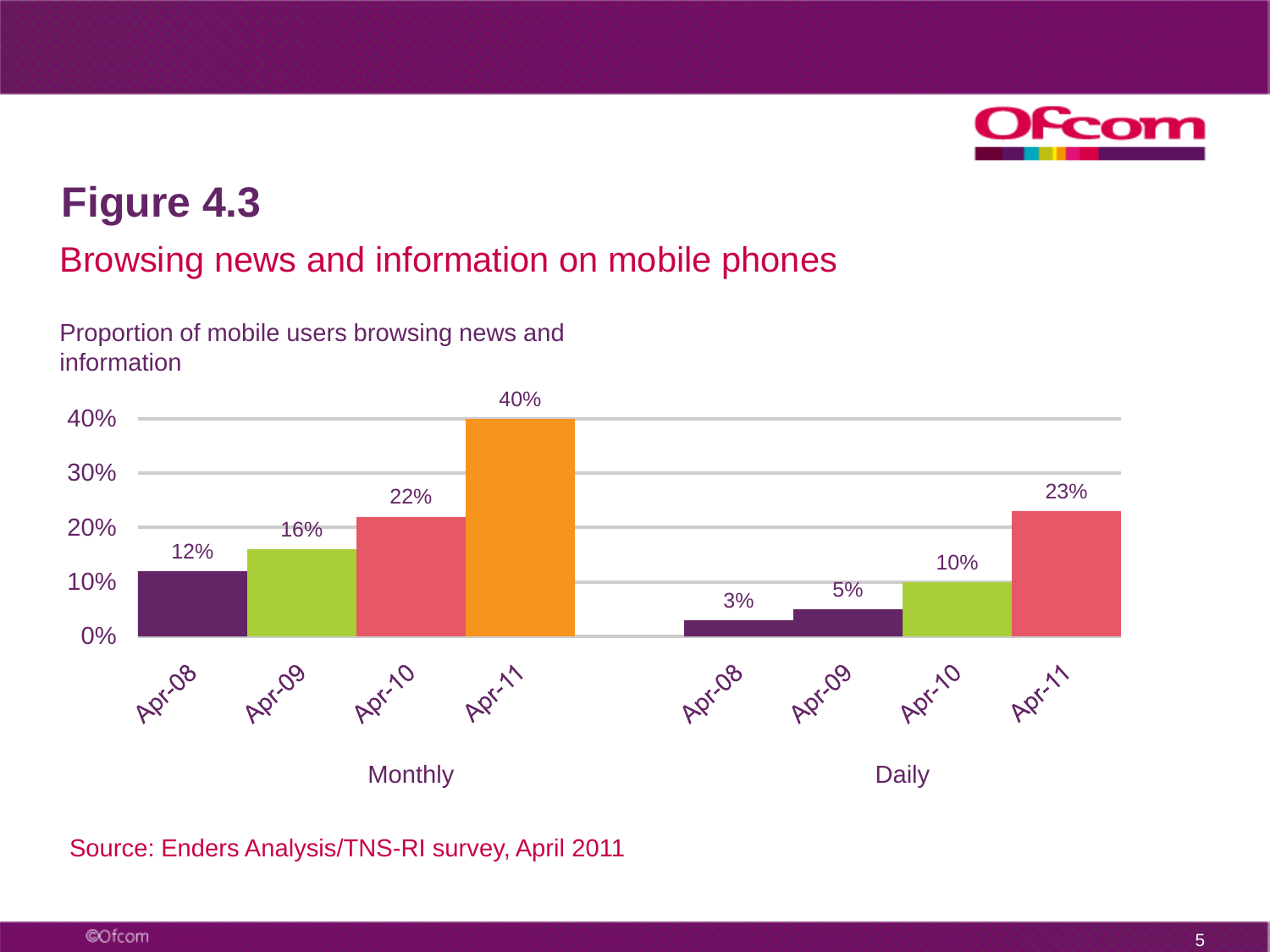# Figure 4.3

## Browsing news and information on mobile phones

Proportion of mobile users browsing news and information

40%
30%
20%
10%
0%

12%
16%
22%
40%
3%
5%
10%
23%

Apr-08
Apr-09
Apr-10
Apr-11
Apr-08
Apr-09
Apr-10
Apr-11

Monthly

Daily

Source: Enders Analysis/TNS-RI survey, April 2011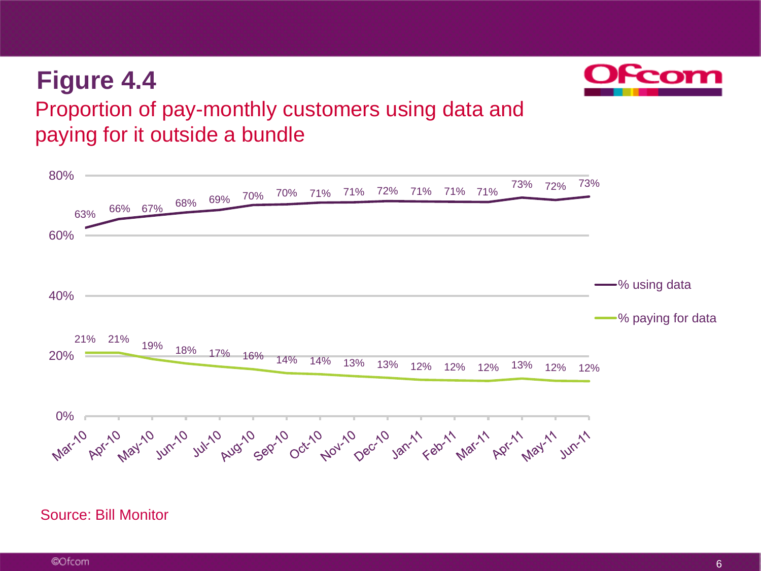# Figure 4.4

## Proportion of pay-monthly customers using data and paying for it outside a bundle

80%
60%
40%
20%
0%

63% 66% 67% 68% 69% 70% 70% 71% 71% 72% 71% 71% 71% 73% 72% 73%

21% 21% 19% 18% 17% 16% 14% 14% 13% 13% 12% 12% 12% 13% 12% 12%

Mar-10 Apr-10 May-10 Jun-10 Jul-10 Aug-10 Sep-10 Oct-10 Nov-10 Dec-10 Jan-11 Feb-11 Mar-11 Apr-11 May-11 Jun-11

% using data

% paying for data

Source: Bill Monitor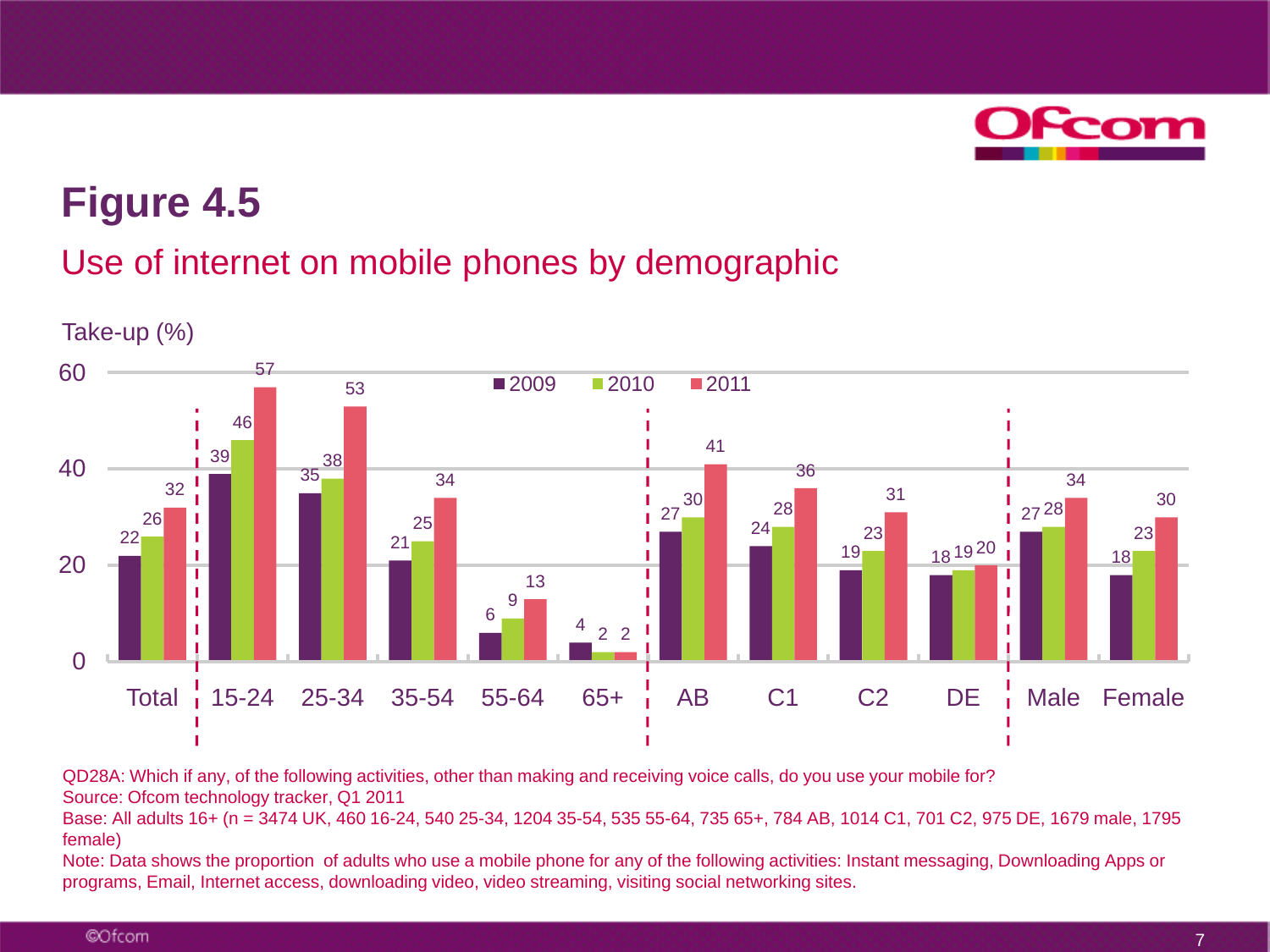# Figure 4.5

## Use of internet on mobile phones by demographic

Take-up (%)

60
40
20
0

2009 2010 2011

Total: 22 26 32
15-24: 39 46 57
25-34: 35 38 53
35-54: 21 25 34
55-64: 6 9 13
65+: 4 2 2
AB: 27 30 41
C1: 24 28 36
C2: 19 23 31
DE: 18 19 20
Male: 27 28 34
Female: 18 23 30

QD28A: Which if any, of the following activities, other than making and receiving voice calls, do you use your mobile for?
Source: Ofcom technology tracker, Q1 2011
Base: All adults 16+ (n = 3474 UK, 460 16-24, 540 25-34, 1204 35-54, 535 55-64, 735 65+, 784 AB, 1014 C1, 701 C2, 975 DE, 1679 male, 1795 female)
Note: Data shows the proportion of adults who use a mobile phone for any of the following activities: Instant messaging, Downloading Apps or programs, Email, Internet access, downloading video, video streaming, visiting social networking sites.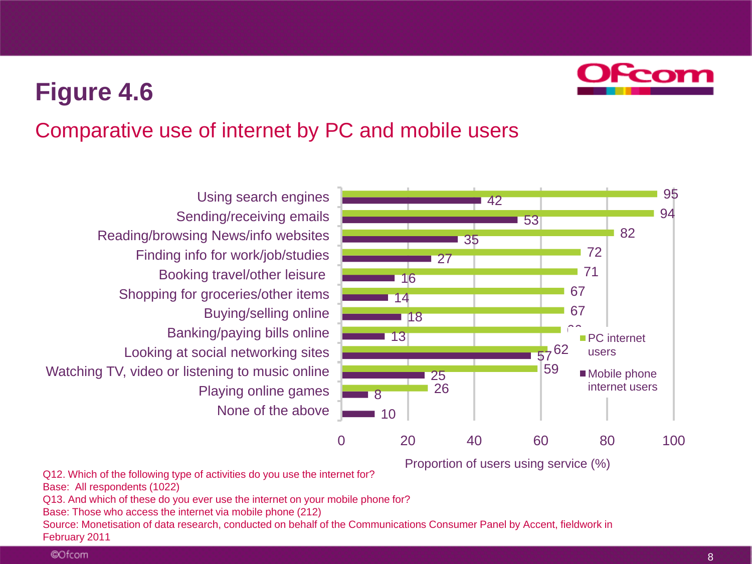# Figure 4.6

## Comparative use of internet by PC and mobile users

Using search engines
Sending/receiving emails
Reading/browsing News/info websites
Finding info for work/job/studies
Booking travel/other leisure
Shopping for groceries/other items
Buying/selling online
Banking/paying bills online
Looking at social networking sites
Watching TV, video or listening to music online
Playing online games
None of the above

95
42
94
53
82
35
72
27
71
16
67
14
67
18
13
62
57
59
25
26
8
10

PC internet users
Mobile phone internet users

0
20
40
60
80
100

Proportion of users using service (%)

Q12. Which of the following type of activities do you use the internet for?
Base: All respondents (1022)
Q13. And which of these do you ever use the internet on your mobile phone for?
Base: Those who access the internet via mobile phone (212)
Source: Monetisation of data research, conducted on behalf of the Communications Consumer Panel by Accent, fieldwork in February 2011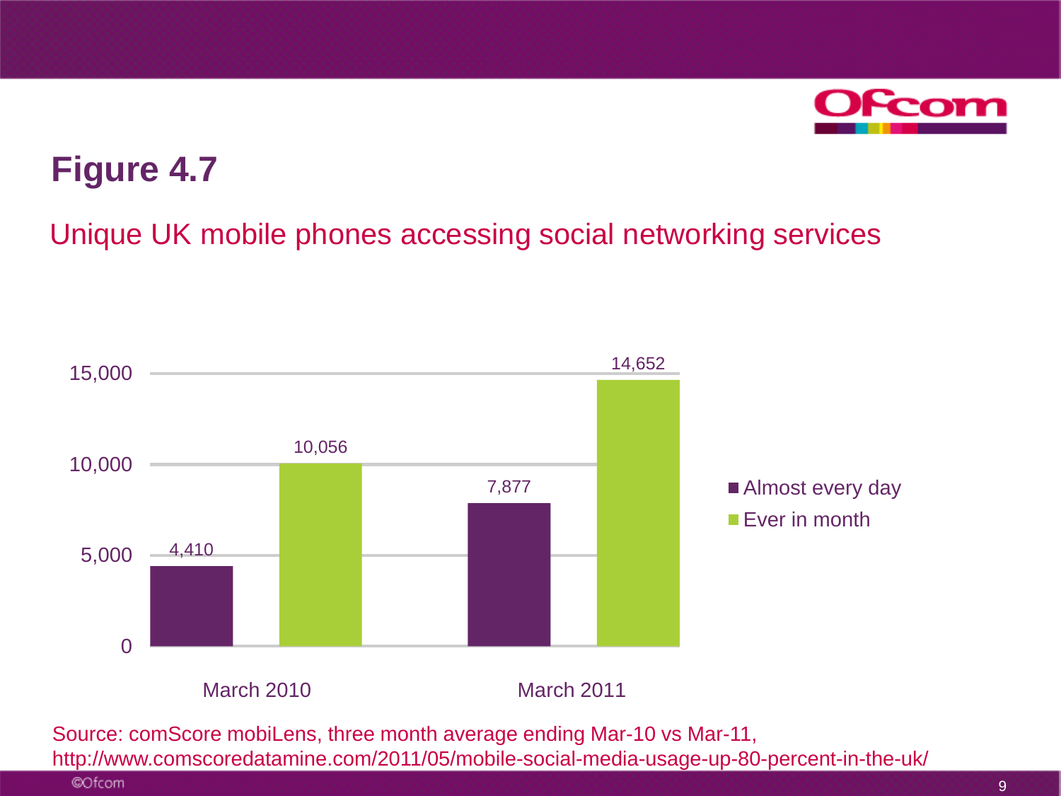# Figure 4.7

Unique UK mobile phones accessing social networking services

15,000
10,000
5,000
0

4,410
10,056
7,877
14,652

March 2010
March 2011

Almost every day
Ever in month

Source: comScore mobiLens, three month average ending Mar-10 vs Mar-11, http://www.comscoredatamine.com/2011/05/mobile-social-media-usage-up-80-percent-in-the-uk/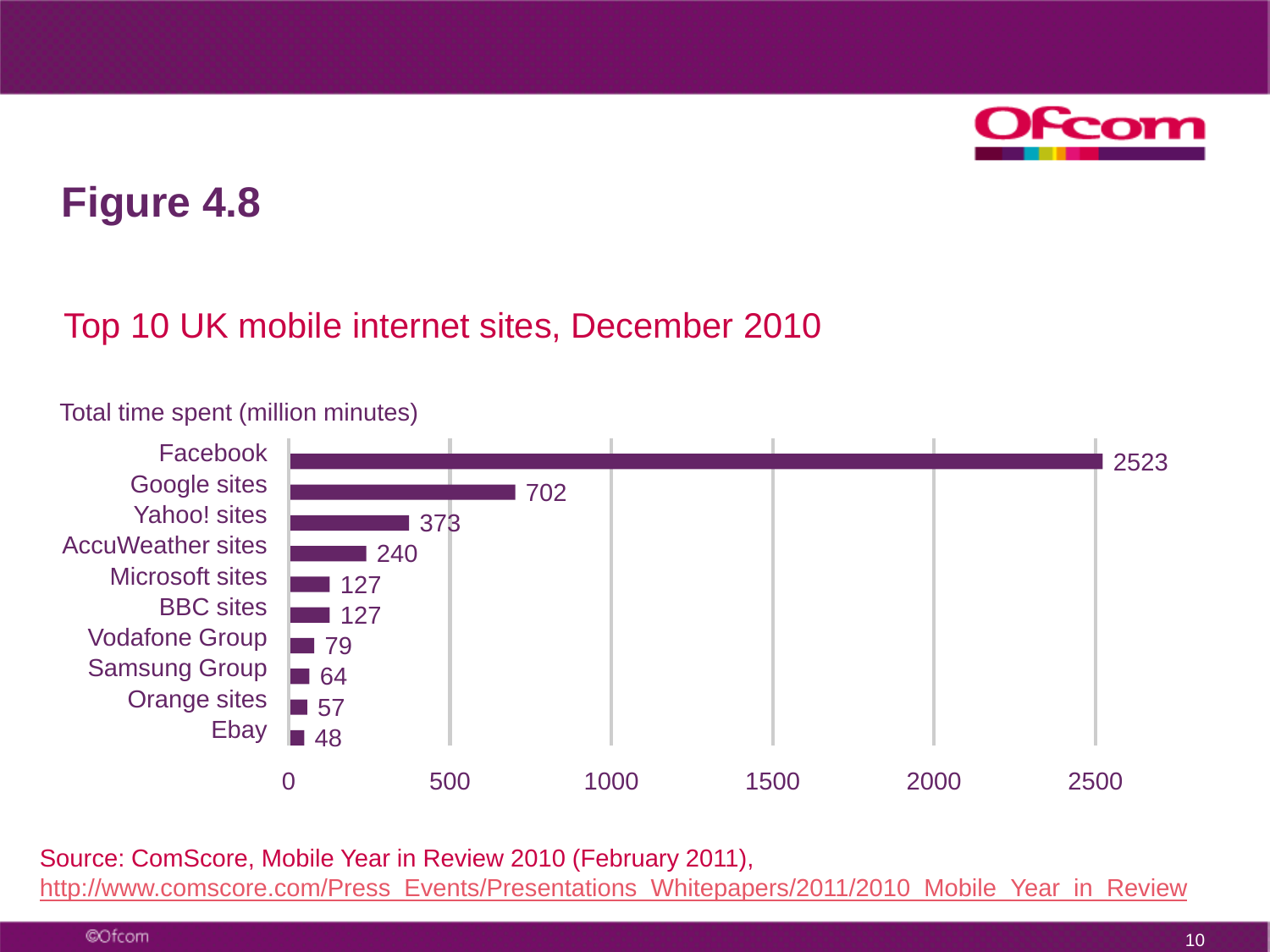# Figure 4.8

## Top 10 UK mobile internet sites, December 2010

Total time spent (million minutes)

Facebook 2523
Google sites 702
Yahoo! sites 373
AccuWeather sites 240
Microsoft sites 127
BBC sites 127
Vodafone Group 79
Samsung Group 64
Orange sites 57
Ebay 48

0 500 1000 1500 2000 2500

Source: ComScore, Mobile Year in Review 2010 (February 2011), http://www.comscore.com/Press_Events/Presentations_Whitepapers/2011/2010_Mobile_Year_in_Review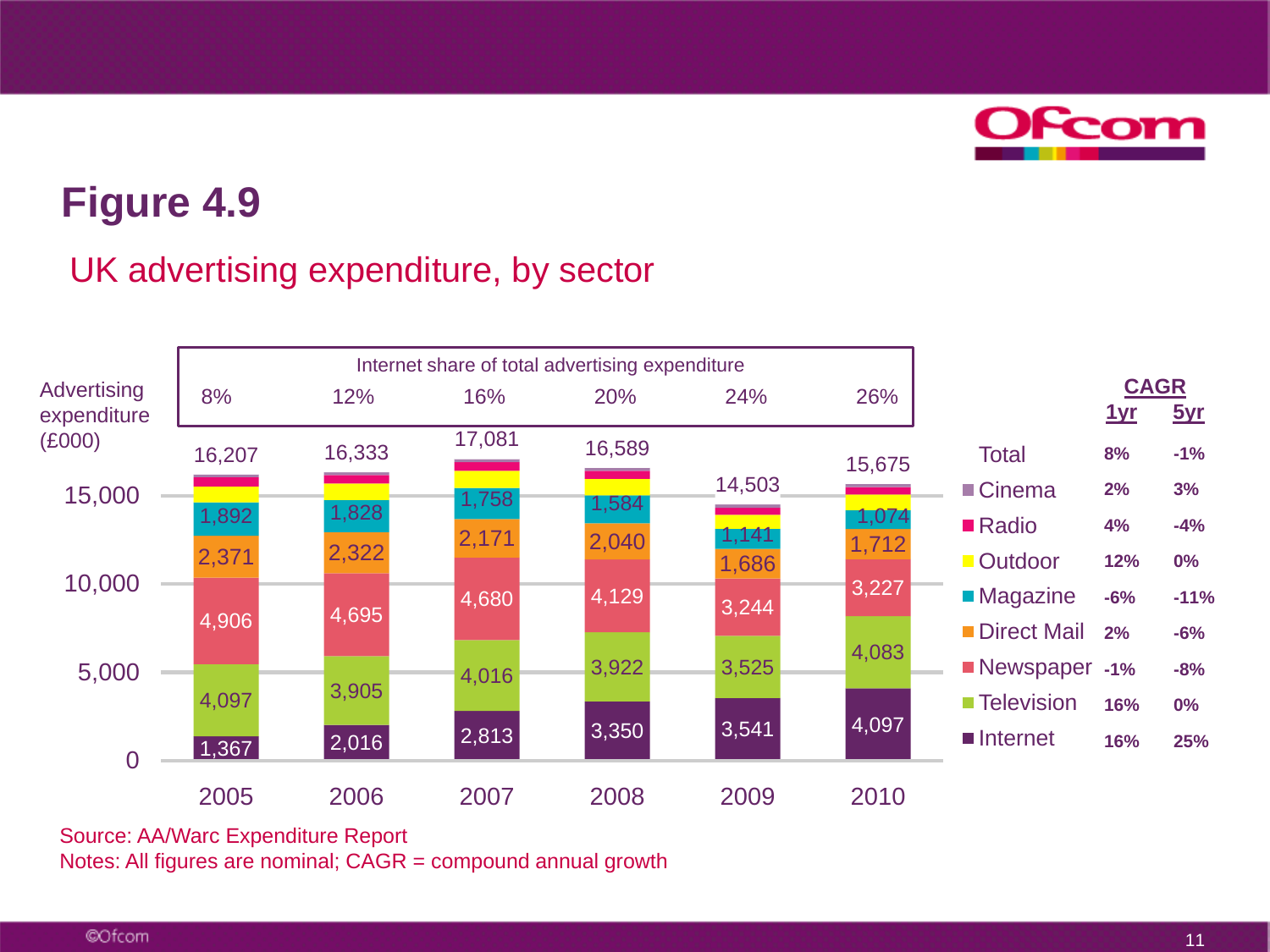# Figure 4.9

## UK advertising expenditure, by sector

Internet share of total advertising expenditure

8% 12% 16% 20% 24% 26%

Advertising expenditure (£000)

15,000
10,000
5,000
0

2005: 16,207; 1,892; 2,371; 4,906; 4,097; 1,367
2006: 16,333; 1,828; 2,322; 4,695; 3,905; 2,016
2007: 17,081; 1,758; 2,171; 4,680; 4,016; 2,813
2008: 16,589; 1,584; 2,040; 4,129; 3,922; 3,350
2009: 14,503; 1,141; 1,686; 3,244; 3,525; 3,541
2010: 15,675; 1,074; 1,712; 3,227; 4,083; 4,097

CAGR

1yr 5yr

Total 8% -1%
Cinema 2% 3%
Radio 4% -4%
Outdoor 12% 0%
Magazine -6% -11%
Direct Mail 2% -6%
Newspaper -1% -8%
Television 16% 0%
Internet 16% 25%

Source: AA/Warc Expenditure Report

Notes: All figures are nominal; CAGR = compound annual growth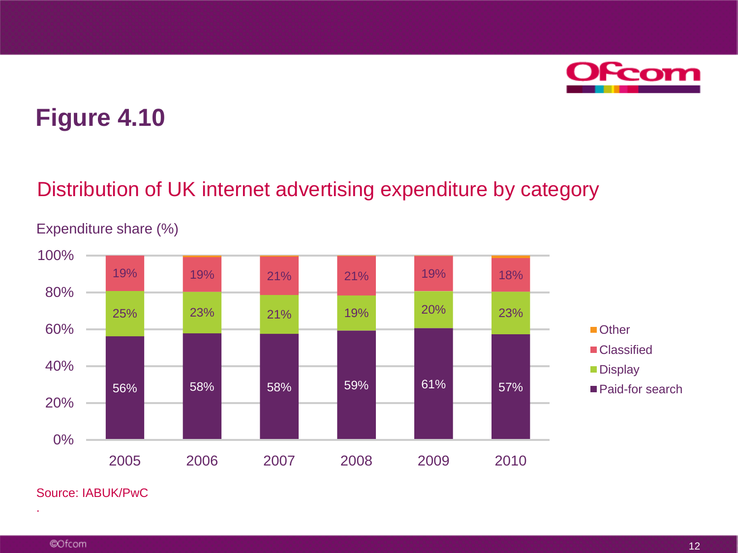# Figure 4.10

## Distribution of UK internet advertising expenditure by category

Expenditure share (%)

100%
80%
60%
40%
20%
0%

2005: 56%, 25%, 19%
2006: 58%, 23%, 19%
2007: 58%, 21%, 21%
2008: 59%, 19%, 21%
2009: 61%, 20%, 19%
2010: 57%, 23%, 18%

Other
Classified
Display
Paid-for search

Source: IABUK/PwC

.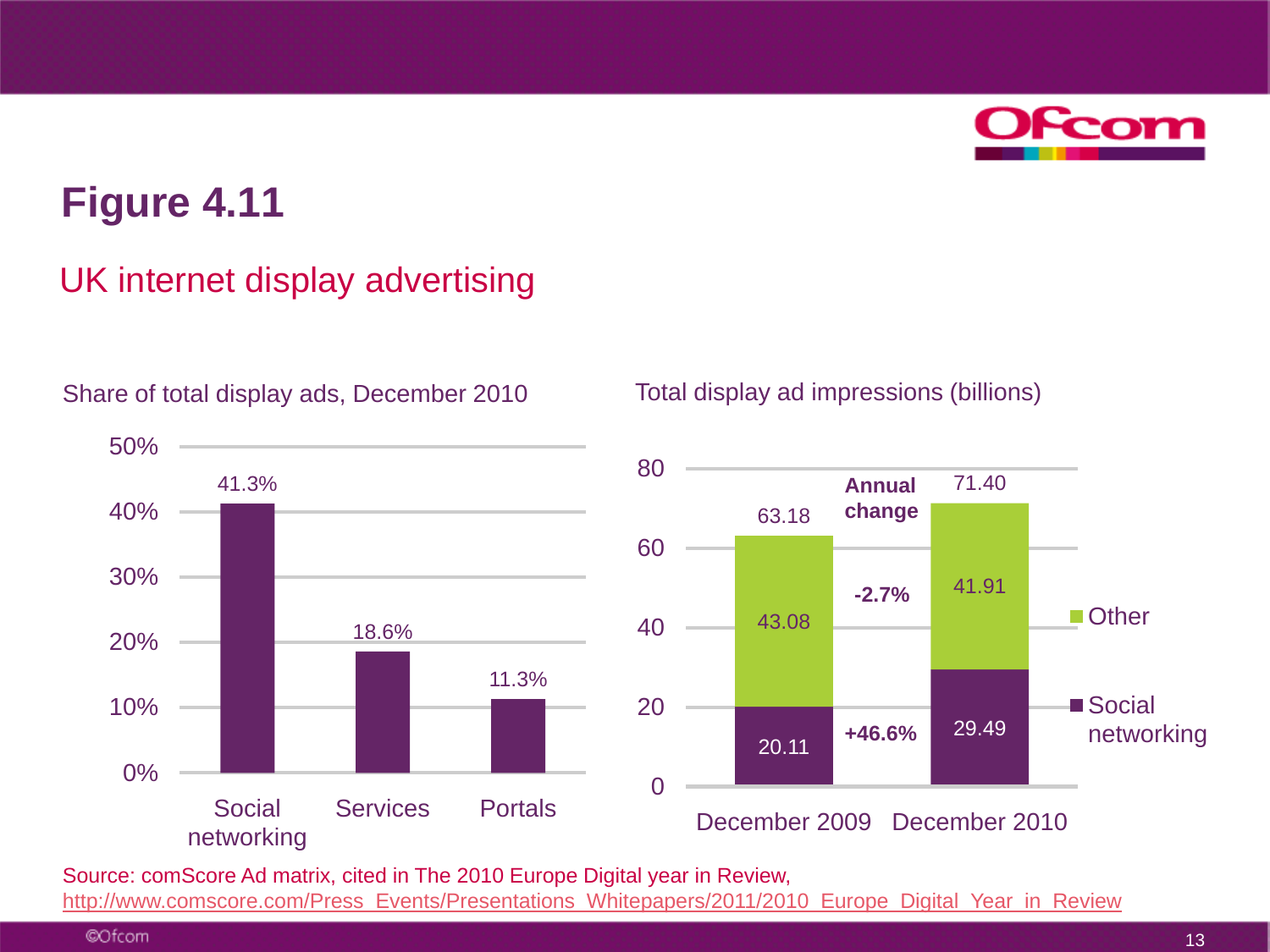# Figure 4.11

## UK internet display advertising

Share of total display ads, December 2010

50%
40%
30%
20%
10%
0%

41.3%
18.6%
11.3%

Social networking
Services
Portals

Total display ad impressions (billions)

80
60
40
20
0

63.18
43.08
20.11

Annual change
-2.7%
+46.6%

71.40
41.91
29.49

December 2009
December 2010

Other
Social networking

Source: comScore Ad matrix, cited in The 2010 Europe Digital year in Review, http://www.comscore.com/Press_Events/Presentations_Whitepapers/2011/2010_Europe_Digital_Year_in_Review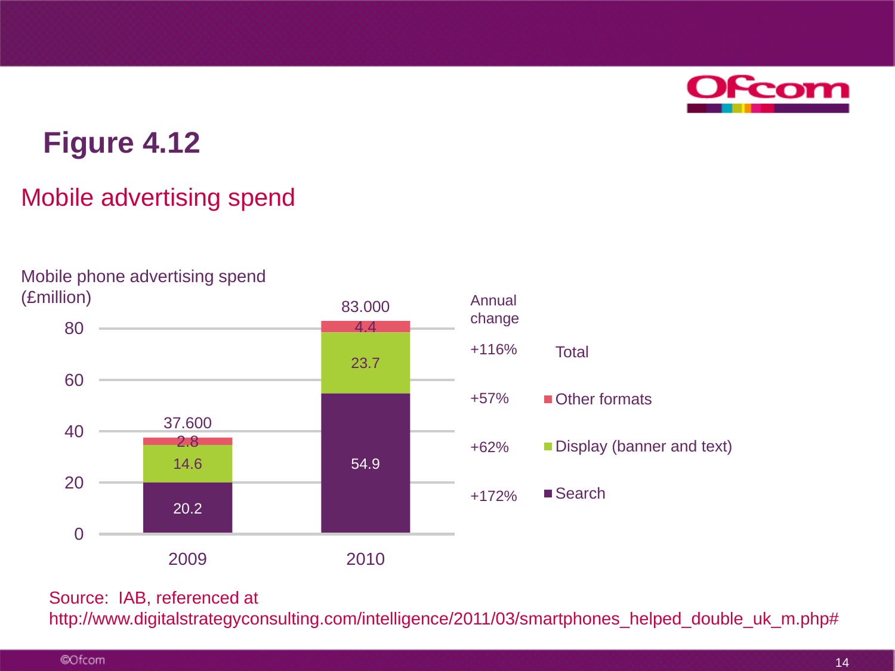# Figure 4.12

## Mobile advertising spend

Mobile phone advertising spend (£million)

80
60
40
20
0

37.600
2.8
14.6
20.2

83.000
4.4
23.7
54.9

2009
2010

Annual change

+116% Total

+57% Other formats

+62% Display (banner and text)

+172% Search

Source: IAB, referenced at http://www.digitalstrategyconsulting.com/intelligence/2011/03/smartphones_helped_double_uk_m.php#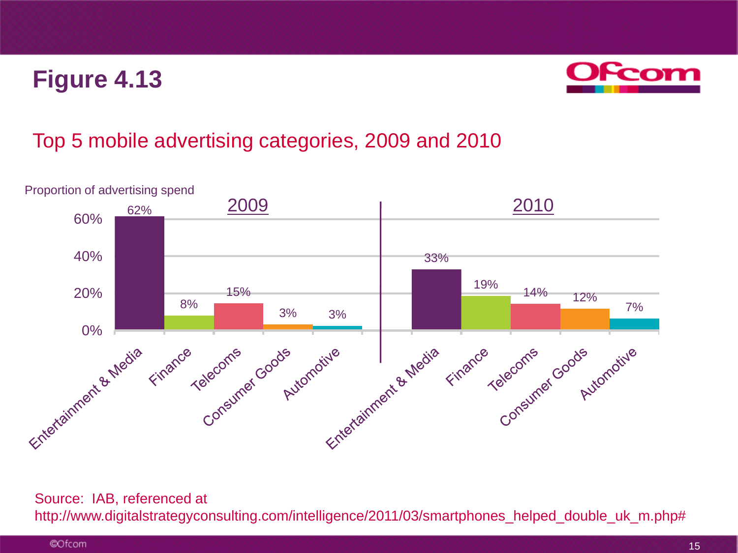# Figure 4.13

## Top 5 mobile advertising categories, 2009 and 2010

Proportion of advertising spend

2009

2010

60%

40%

20%

0%

62%

8%

15%

3%

3%

33%

19%

14%

12%

7%

Entertainment & Media

Finance

Telecoms

Consumer Goods

Automotive

Entertainment & Media

Finance

Telecoms

Consumer Goods

Automotive

Source: IAB, referenced at http://www.digitalstrategyconsulting.com/intelligence/2011/03/smartphones_helped_double_uk_m.php#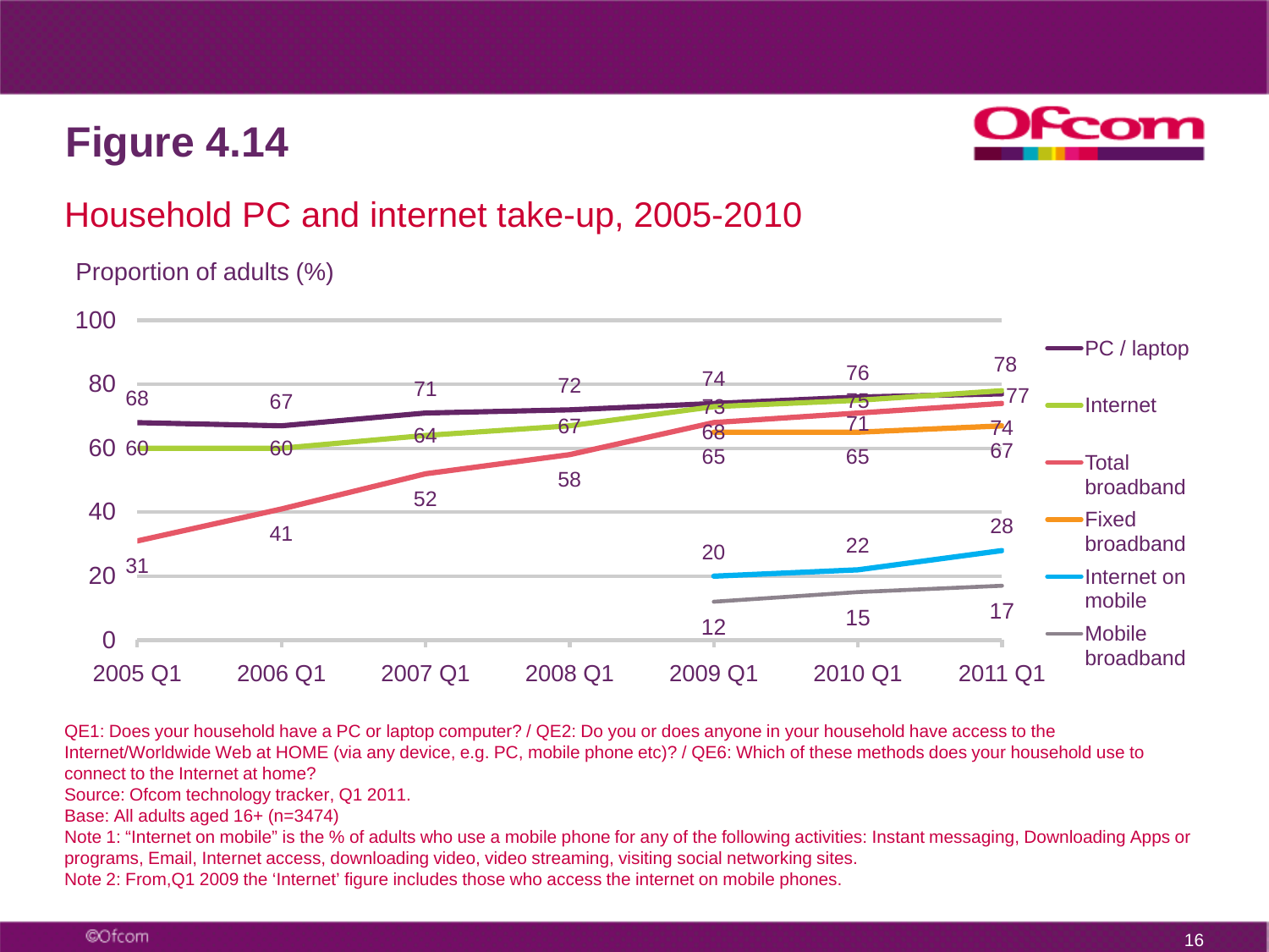# Figure 4.14

## Household PC and internet take-up, 2005-2010

Proportion of adults (%)

100
80
60
40
20
0

2005 Q1
2006 Q1
2007 Q1
2008 Q1
2009 Q1
2010 Q1
2011 Q1

68
67
71
72
74
76
78

60
60
64
67
73
75
77

31
41
52
58
68
71
74

65
65
67

20
22
28

12
15
17

PC / laptop
Internet
Total broadband
Fixed broadband
Internet on mobile
Mobile broadband

QE1: Does your household have a PC or laptop computer? / QE2: Do you or does anyone in your household have access to the Internet/Worldwide Web at HOME (via any device, e.g. PC, mobile phone etc)? / QE6: Which of these methods does your household use to connect to the Internet at home?

Source: Ofcom technology tracker, Q1 2011.

Base: All adults aged 16+ (n=3474)

Note 1: “Internet on mobile” is the % of adults who use a mobile phone for any of the following activities: Instant messaging, Downloading Apps or programs, Email, Internet access, downloading video, video streaming, visiting social networking sites.

Note 2: From,Q1 2009 the ‘Internet’ figure includes those who access the internet on mobile phones.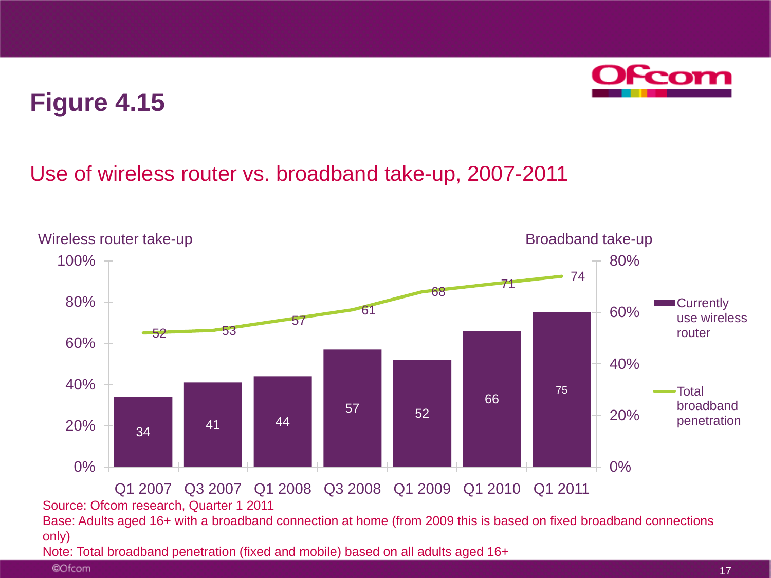# Figure 4.15

## Use of wireless router vs. broadband take-up, 2007-2011

| | Q1 2007 | Q3 2007 | Q1 2008 | Q3 2008 | Q1 2009 | Q1 2010 | Q1 2011 |
|---|---|---|---|---|---|---|---|
| Currently use wireless router (Wireless router take-up, %) | 34 | 41 | 44 | 57 | 52 | 66 | 75 |
| Total broadband penetration (Broadband take-up, %) | 52 | 53 | 57 | 61 | 68 | 71 | 74 |

Source: Ofcom research, Quarter 1 2011

Base: Adults aged 16+ with a broadband connection at home (from 2009 this is based on fixed broadband connections only)

Note: Total broadband penetration (fixed and mobile) based on all adults aged 16+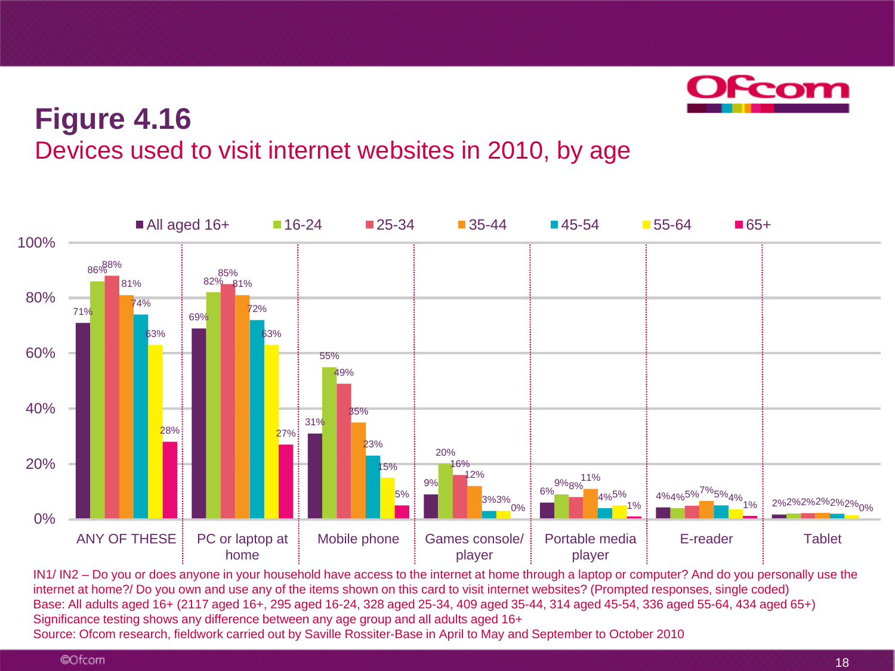# Figure 4.16

## Devices used to visit internet websites in 2010, by age

| | All aged 16+ | 16-24 | 25-34 | 35-44 | 45-54 | 55-64 | 65+ |
|---|---|---|---|---|---|---|---|
| ANY OF THESE | 71% | 86% | 88% | 81% | 74% | 63% | 28% |
| PC or laptop at home | 69% | 82% | 85% | 81% | 72% | 63% | 27% |
| Mobile phone | 31% | 55% | 49% | 35% | 23% | 15% | 5% |
| Games console/ player | 9% | 20% | 16% | 12% | 3% | 3% | 0% |
| Portable media player | 6% | 9% | 8% | 11% | 4% | 5% | 1% |
| E-reader | 4% | 4% | 5% | 7% | 5% | 4% | 1% |
| Tablet | 2% | 2% | 2% | 2% | 2% | 2% | 0% |

IN1/ IN2 – Do you or does anyone in your household have access to the internet at home through a laptop or computer? And do you personally use the internet at home?/ Do you own and use any of the items shown on this card to visit internet websites? (Prompted responses, single coded)
Base: All adults aged 16+ (2117 aged 16+, 295 aged 16-24, 328 aged 25-34, 409 aged 35-44, 314 aged 45-54, 336 aged 55-64, 434 aged 65+)
Significance testing shows any difference between any age group and all adults aged 16+
Source: Ofcom research, fieldwork carried out by Saville Rossiter-Base in April to May and September to October 2010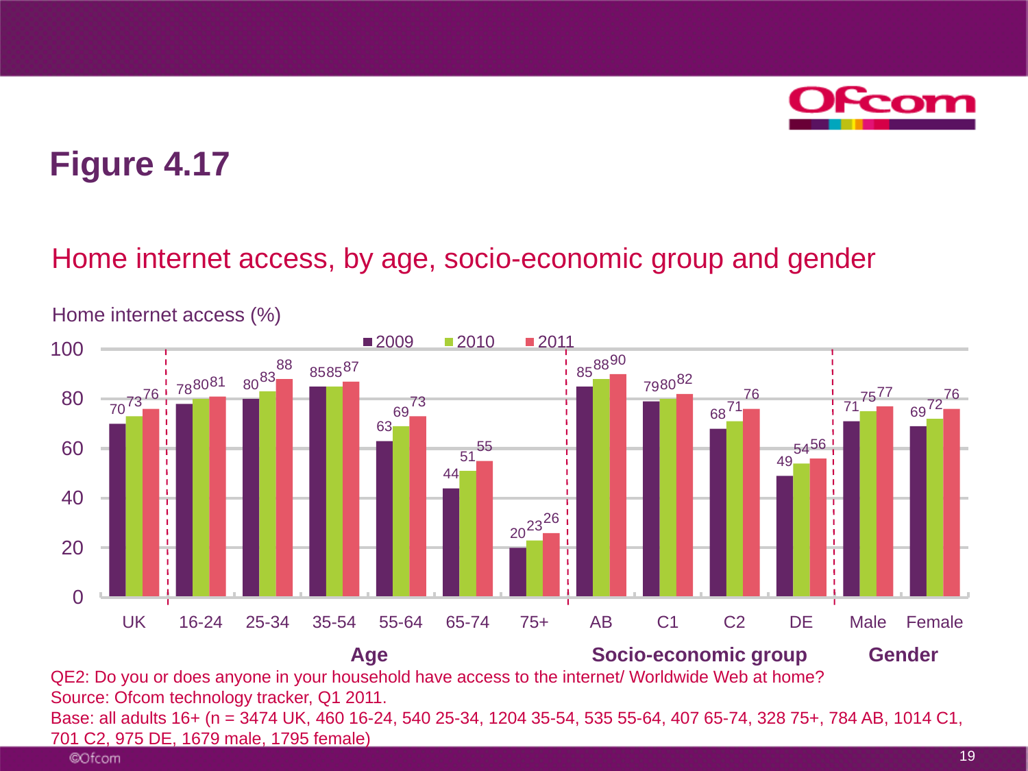# Figure 4.17

## Home internet access, by age, socio-economic group and gender

Home internet access (%)

2009 2010 2011

100
80
60
40
20
0

70 73 76
78 80 81
80 83 88
85 85 87
63 69 73
44 51 55
20 23 26
85 88 90
79 80 82
68 71 76
49 54 56
71 75 77
69 72 76

UK 16-24 25-34 35-54 55-64 65-74 75+ AB C1 C2 DE Male Female

**Age** **Socio-economic group** **Gender**

QE2: Do you or does anyone in your household have access to the internet/ Worldwide Web at home?
Source: Ofcom technology tracker, Q1 2011.
Base: all adults 16+ (n = 3474 UK, 460 16-24, 540 25-34, 1204 35-54, 535 55-64, 407 65-74, 328 75+, 784 AB, 1014 C1, 701 C2, 975 DE, 1679 male, 1795 female)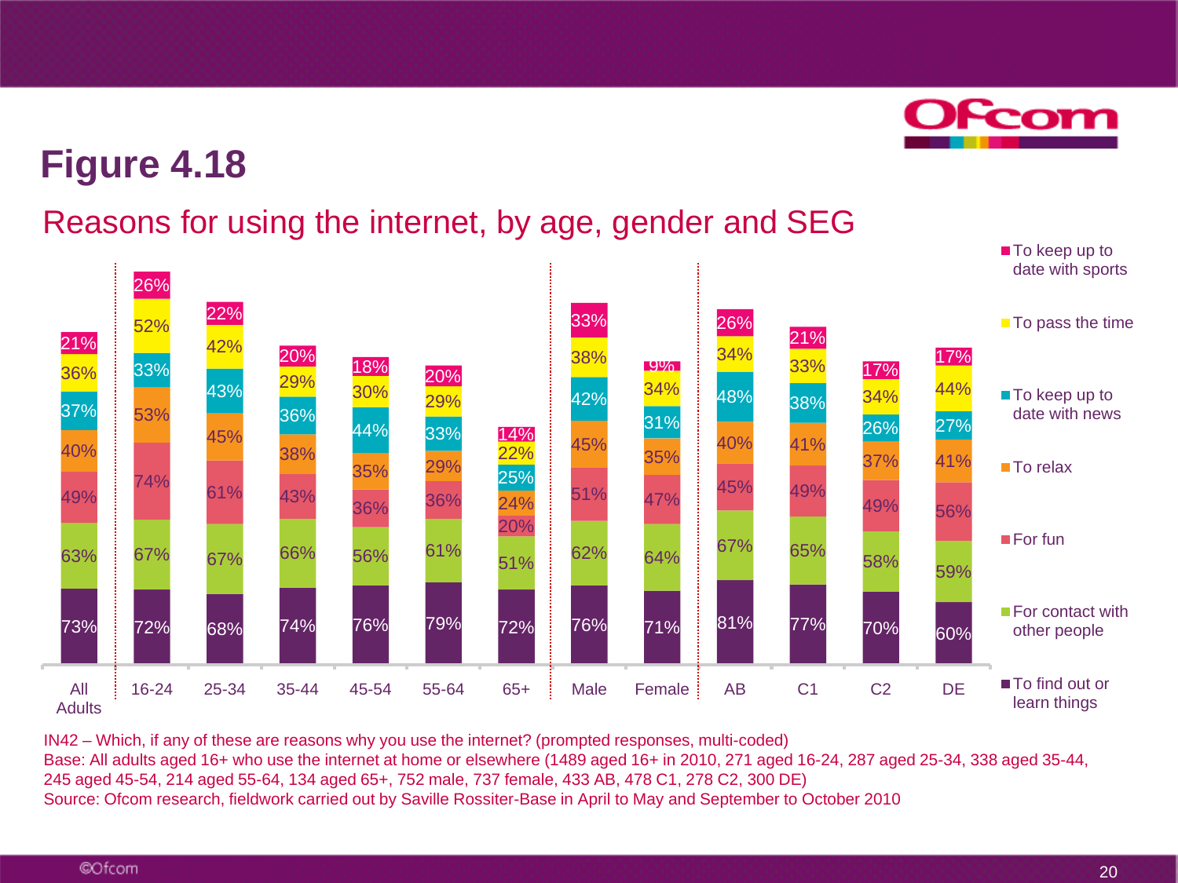# Figure 4.18

## Reasons for using the internet, by age, gender and SEG

To keep up to date with sports
To pass the time
To keep up to date with news
To relax
For fun
For contact with other people
To find out or learn things

All Adults: 21%, 36%, 37%, 40%, 49%, 63%, 73%
16-24: 26%, 52%, 33%, 53%, 74%, 67%, 72%
25-34: 22%, 42%, 43%, 45%, 61%, 67%, 68%
35-44: 20%, 29%, 36%, 38%, 43%, 66%, 74%
45-54: 18%, 30%, 44%, 35%, 36%, 56%, 76%
55-64: 20%, 29%, 33%, 29%, 36%, 61%, 79%
65+: 14%, 22%, 25%, 24%, 20%, 51%, 72%
Male: 33%, 38%, 42%, 45%, 51%, 62%, 76%
Female: 9%, 34%, 31%, 35%, 47%, 64%, 71%
AB: 26%, 34%, 48%, 40%, 45%, 67%, 81%
C1: 21%, 33%, 38%, 41%, 49%, 65%, 77%
C2: 17%, 34%, 26%, 37%, 49%, 58%, 70%
DE: 17%, 44%, 27%, 41%, 56%, 59%, 60%

IN42 – Which, if any of these are reasons why you use the internet? (prompted responses, multi-coded)
Base: All adults aged 16+ who use the internet at home or elsewhere (1489 aged 16+ in 2010, 271 aged 16-24, 287 aged 25-34, 338 aged 35-44, 245 aged 45-54, 214 aged 55-64, 134 aged 65+, 752 male, 737 female, 433 AB, 478 C1, 278 C2, 300 DE)
Source: Ofcom research, fieldwork carried out by Saville Rossiter-Base in April to May and September to October 2010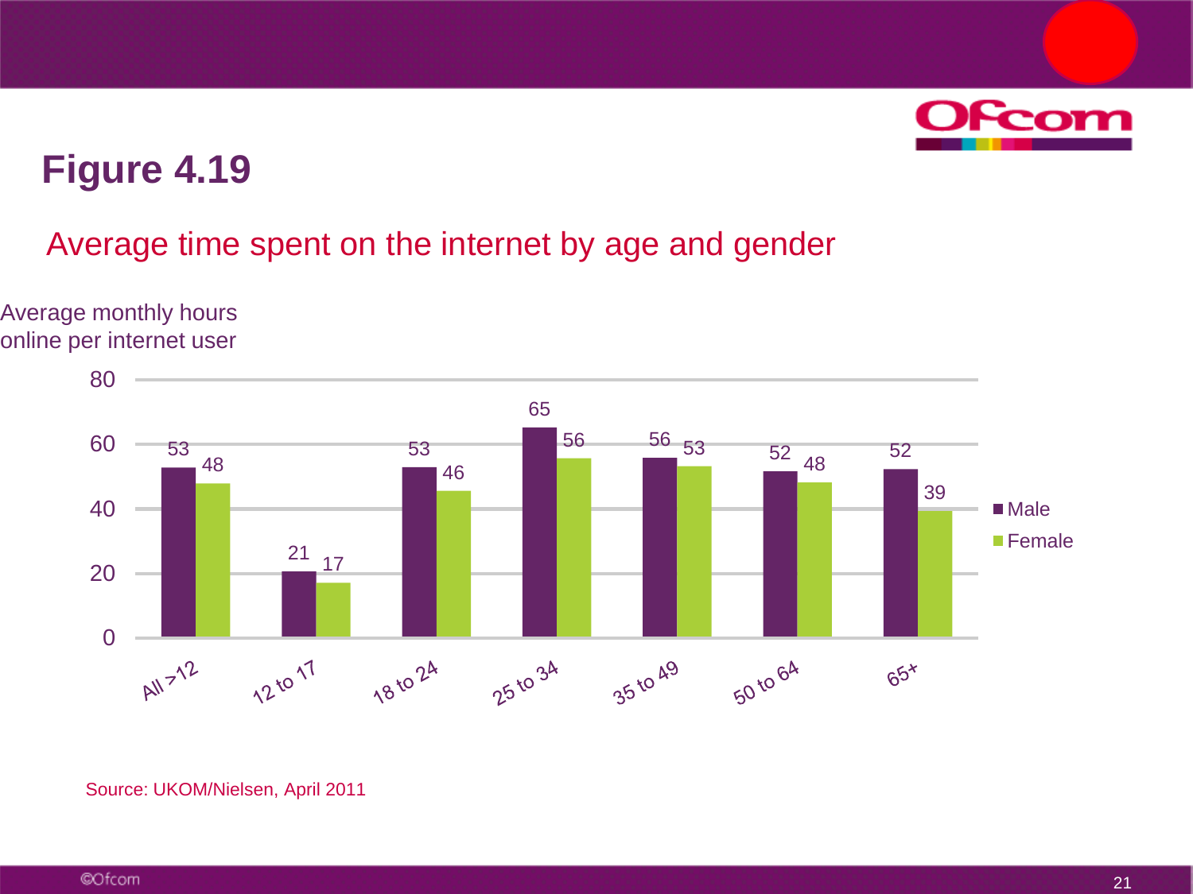# Figure 4.19

## Average time spent on the internet by age and gender

Average monthly hours online per internet user

80
60
40
20
0

53 48
21 17
53 46
65 56
56 53
52 48
52 39

All >12
12 to 17
18 to 24
25 to 34
35 to 49
50 to 64
65+

Male
Female

Source: UKOM/Nielsen, April 2011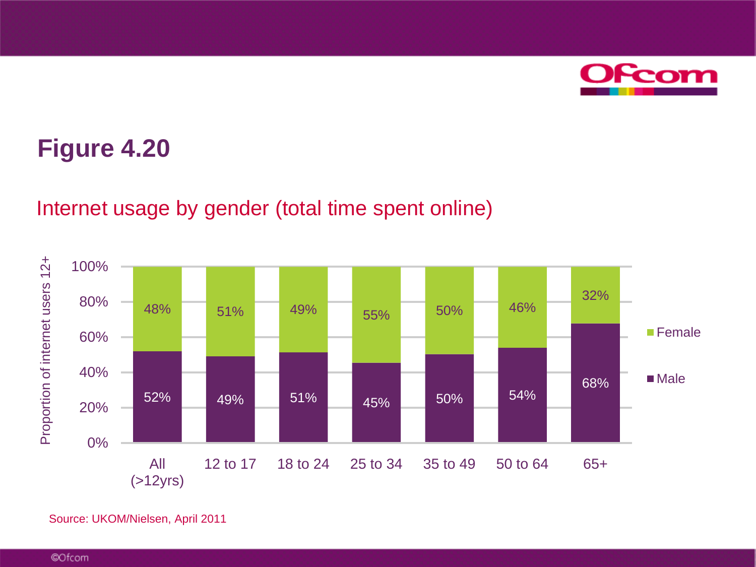# Figure 4.20

## Internet usage by gender (total time spent online)

| | All (>12yrs) | 12 to 17 | 18 to 24 | 25 to 34 | 35 to 49 | 50 to 64 | 65+ |
|---|---|---|---|---|---|---|---|
| Female | 48% | 51% | 49% | 55% | 50% | 46% | 32% |
| Male | 52% | 49% | 51% | 45% | 50% | 54% | 68% |

Y-axis: Proportion of internet users 12+

Source: UKOM/Nielsen, April 2011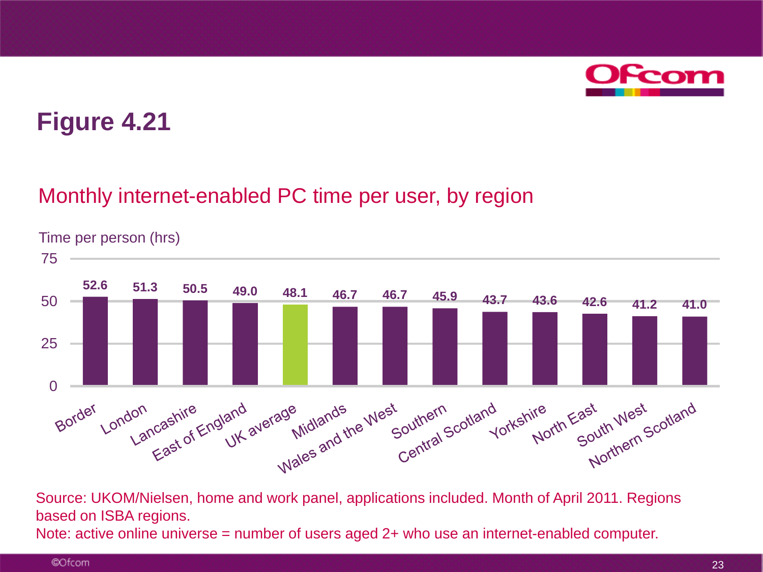# Figure 4.21

## Monthly internet-enabled PC time per user, by region

Time per person (hrs)

75
50
25
0

52.6 51.3 50.5 49.0 48.1 46.7 46.7 45.9 43.7 43.6 42.6 41.2 41.0

Border
London
Lancashire
East of England
UK average
Midlands
Wales and the West
Southern
Central Scotland
Yorkshire
North East
South West
Northern Scotland

Source: UKOM/Nielsen, home and work panel, applications included. Month of April 2011. Regions based on ISBA regions.
Note: active online universe = number of users aged 2+ who use an internet-enabled computer.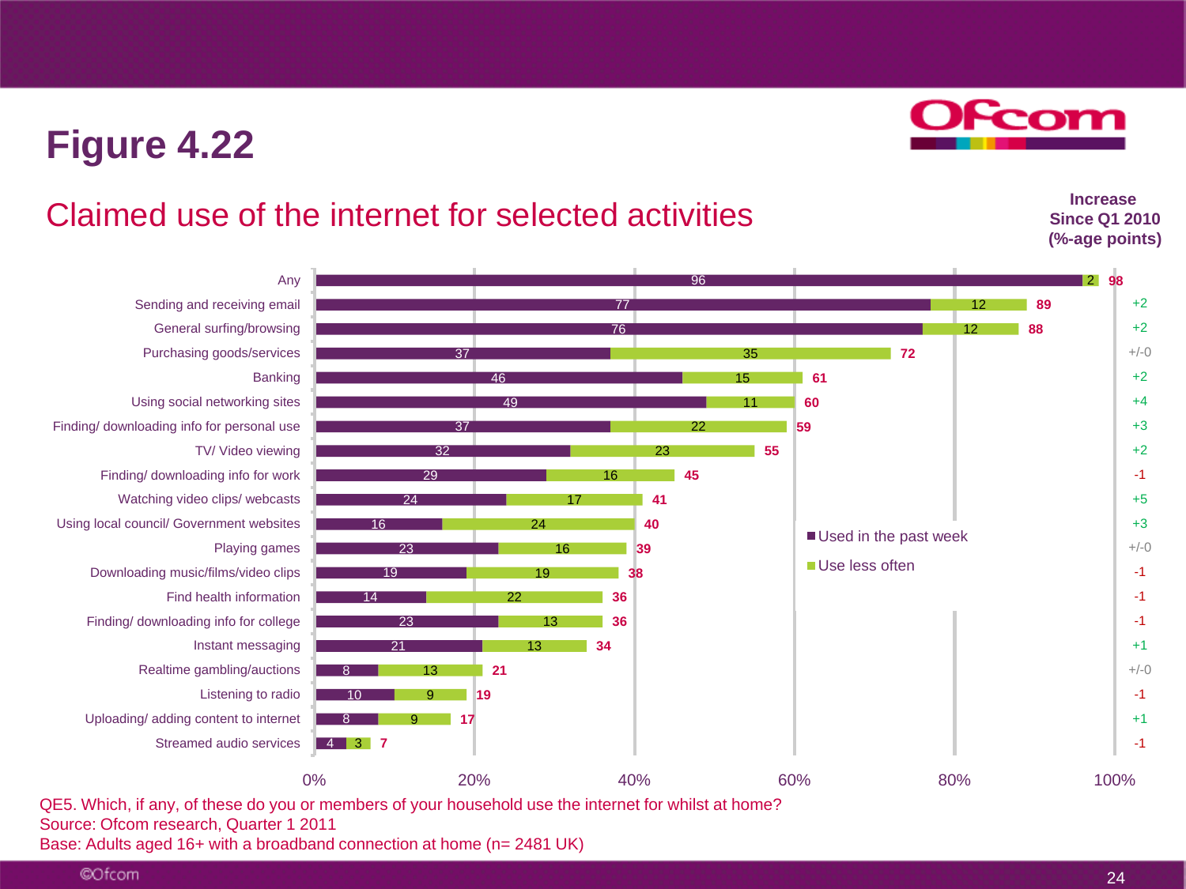# Figure 4.22

## Claimed use of the internet for selected activities

Increase Since Q1 2010 (%-age points)

Any 96 2 98
Sending and receiving email 77 12 89 +2
General surfing/browsing 76 12 88 +2
Purchasing goods/services 37 35 72 +/-0
Banking 46 15 61 +2
Using social networking sites 49 11 60 +4
Finding/ downloading info for personal use 37 22 59 +3
TV/ Video viewing 32 23 55 +2
Finding/ downloading info for work 29 16 45 -1
Watching video clips/ webcasts 24 17 41 +5
Using local council/ Government websites 16 24 40 +3
Playing games 23 16 39 +/-0
Downloading music/films/video clips 19 19 38 -1
Find health information 14 22 36 -1
Finding/ downloading info for college 23 13 36 -1
Instant messaging 21 13 34 +1
Realtime gambling/auctions 8 13 21 +/-0
Listening to radio 10 9 19 -1
Uploading/ adding content to internet 8 9 17 +1
Streamed audio services 4 3 7 -1

0% 20% 40% 60% 80% 100%

Used in the past week
Use less often

QE5. Which, if any, of these do you or members of your household use the internet for whilst at home?
Source: Ofcom research, Quarter 1 2011
Base: Adults aged 16+ with a broadband connection at home (n= 2481 UK)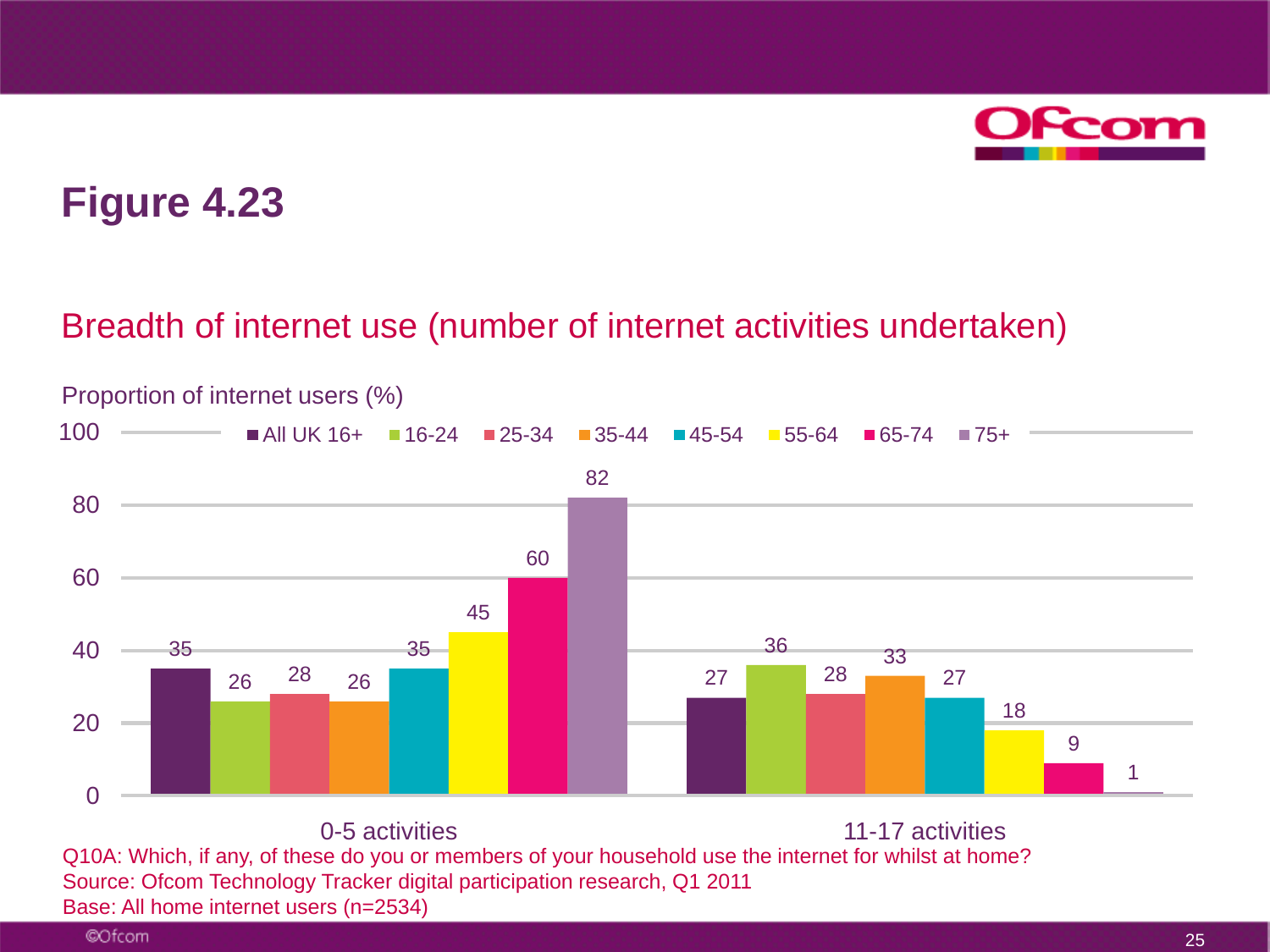# Figure 4.23

## Breadth of internet use (number of internet activities undertaken)

Proportion of internet users (%)

All UK 16+ | 16-24 | 25-34 | 35-44 | 45-54 | 55-64 | 65-74 | 75+

100
80
60
40
20
0

0-5 activities: 35, 26, 28, 26, 35, 45, 60, 82

11-17 activities: 27, 36, 28, 33, 27, 18, 9, 1

Q10A: Which, if any, of these do you or members of your household use the internet for whilst at home?
Source: Ofcom Technology Tracker digital participation research, Q1 2011
Base: All home internet users (n=2534)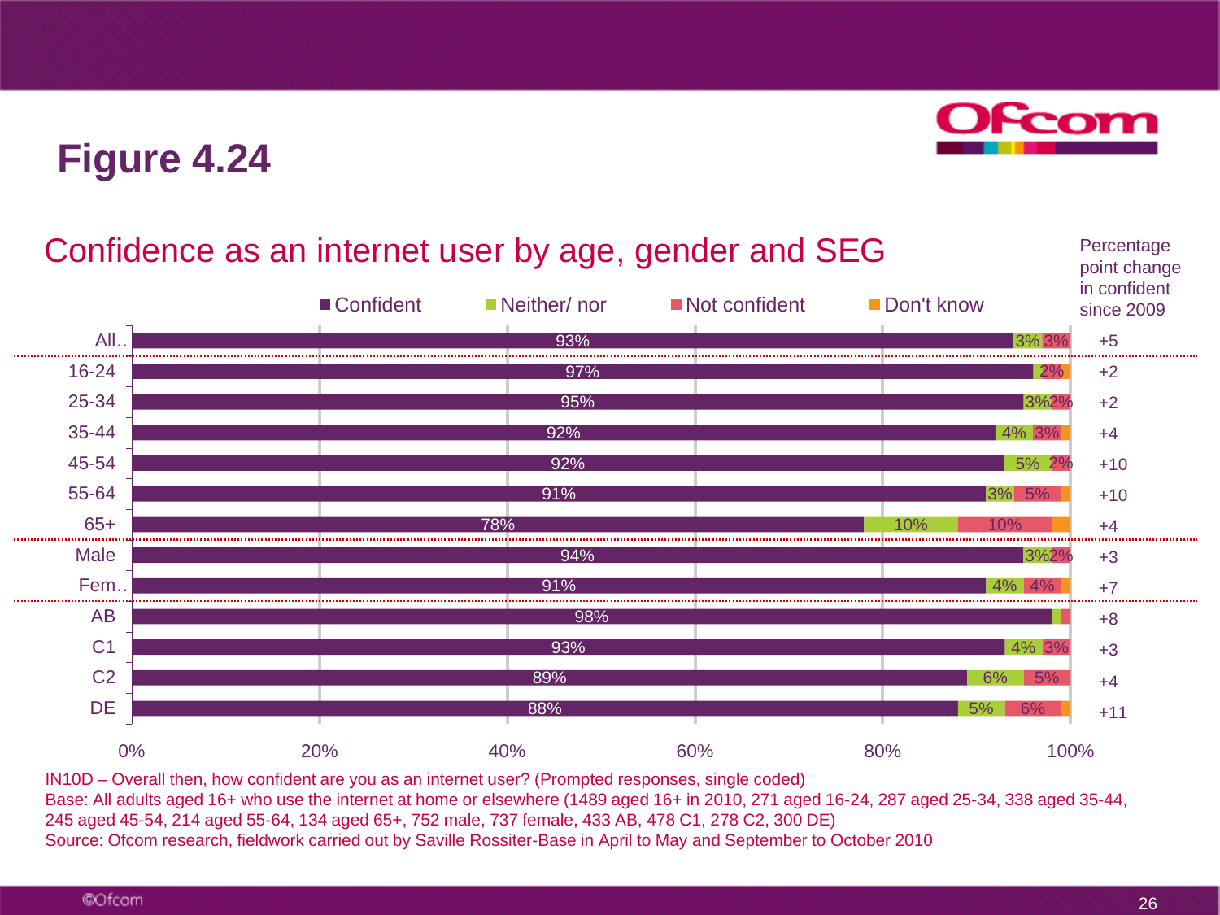# Figure 4.24

## Confidence as an internet user by age, gender and SEG

Confident | Neither/ nor | Not confident | Don't know

Percentage point change in confident since 2009

All.. 93% 3% 3% +5

16-24 97% 2% +2

25-34 95% 3% 2% +2

35-44 92% 4% 3% +4

45-54 92% 5% 2% +10

55-64 91% 3% 5% +10

65+ 78% 10% 10% +4

Male 94% 3% 2% +3

Fem.. 91% 4% 4% +7

AB 98% +8

C1 93% 4% 3% +3

C2 89% 6% 5% +4

DE 88% 5% 6% +11

0% 20% 40% 60% 80% 100%

IN10D – Overall then, how confident are you as an internet user? (Prompted responses, single coded)
Base: All adults aged 16+ who use the internet at home or elsewhere (1489 aged 16+ in 2010, 271 aged 16-24, 287 aged 25-34, 338 aged 35-44, 245 aged 45-54, 214 aged 55-64, 134 aged 65+, 752 male, 737 female, 433 AB, 478 C1, 278 C2, 300 DE)
Source: Ofcom research, fieldwork carried out by Saville Rossiter-Base in April to May and September to October 2010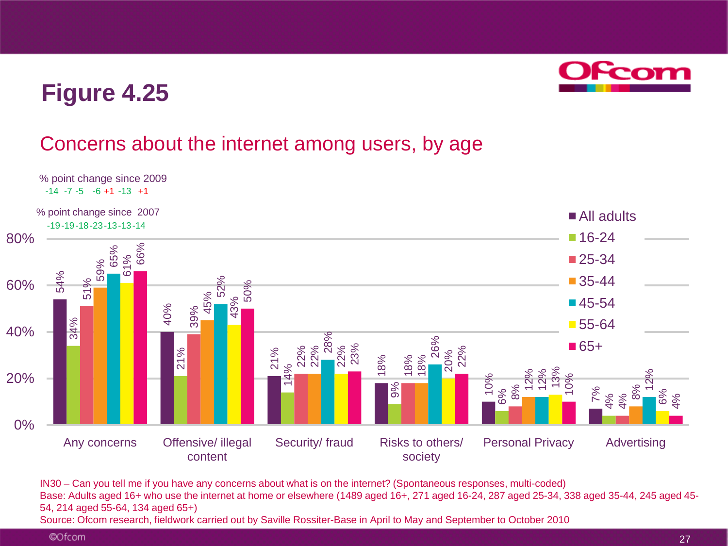# Figure 4.25

## Concerns about the internet among users, by age

% point change since 2009
-14 -7 -5 -6 +1 -13 +1

% point change since 2007
-19 -19 -18 -23 -13 -13 -14

80%
60%
40%
20%
0%

All adults
16-24
25-34
35-44
45-54
55-64
65+

Any concerns: 54% 34% 51% 59% 65% 61% 66%

Offensive/ illegal content: 40% 21% 39% 45% 52% 43% 50%

Security/ fraud: 21% 14% 22% 22% 28% 22% 23%

Risks to others/ society: 18% 9% 18% 18% 26% 20% 22%

Personal Privacy: 10% 6% 8% 12% 12% 13% 10%

Advertising: 7% 4% 4% 8% 12% 6% 4%

IN30 – Can you tell me if you have any concerns about what is on the internet? (Spontaneous responses, multi-coded)
Base: Adults aged 16+ who use the internet at home or elsewhere (1489 aged 16+, 271 aged 16-24, 287 aged 25-34, 338 aged 35-44, 245 aged 45-54, 214 aged 55-64, 134 aged 65+)
Source: Ofcom research, fieldwork carried out by Saville Rossiter-Base in April to May and September to October 2010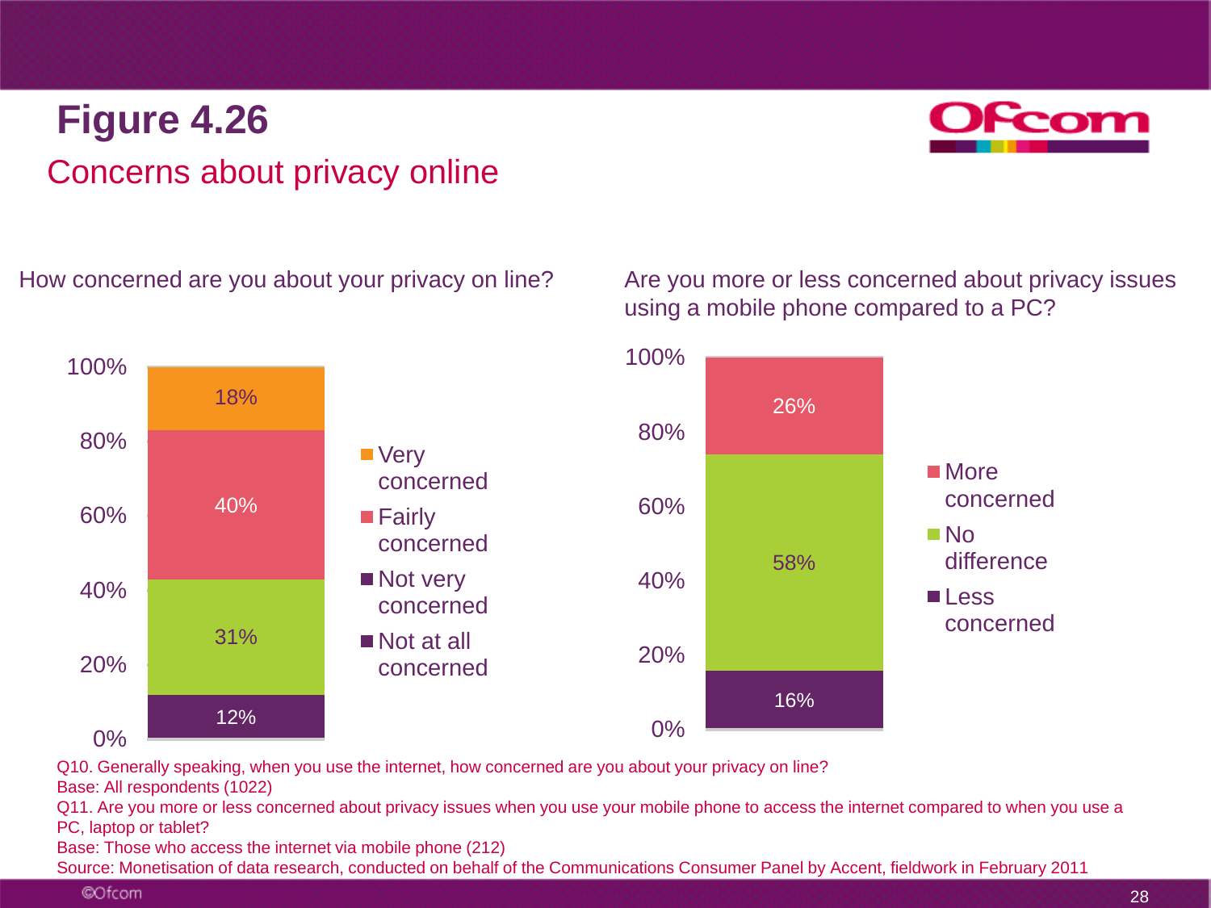# Figure 4.26

## Concerns about privacy online

How concerned are you about your privacy on line?

100%
80%
60%
40%
20%
0%

18%
40%
31%
12%

Very concerned
Fairly concerned
Not very concerned
Not at all concerned

Are you more or less concerned about privacy issues using a mobile phone compared to a PC?

100%
80%
60%
40%
20%
0%

26%
58%
16%

More concerned
No difference
Less concerned

Q10. Generally speaking, when you use the internet, how concerned are you about your privacy on line?
Base: All respondents (1022)
Q11. Are you more or less concerned about privacy issues when you use your mobile phone to access the internet compared to when you use a PC, laptop or tablet?
Base: Those who access the internet via mobile phone (212)
Source: Monetisation of data research, conducted on behalf of the Communications Consumer Panel by Accent, fieldwork in February 2011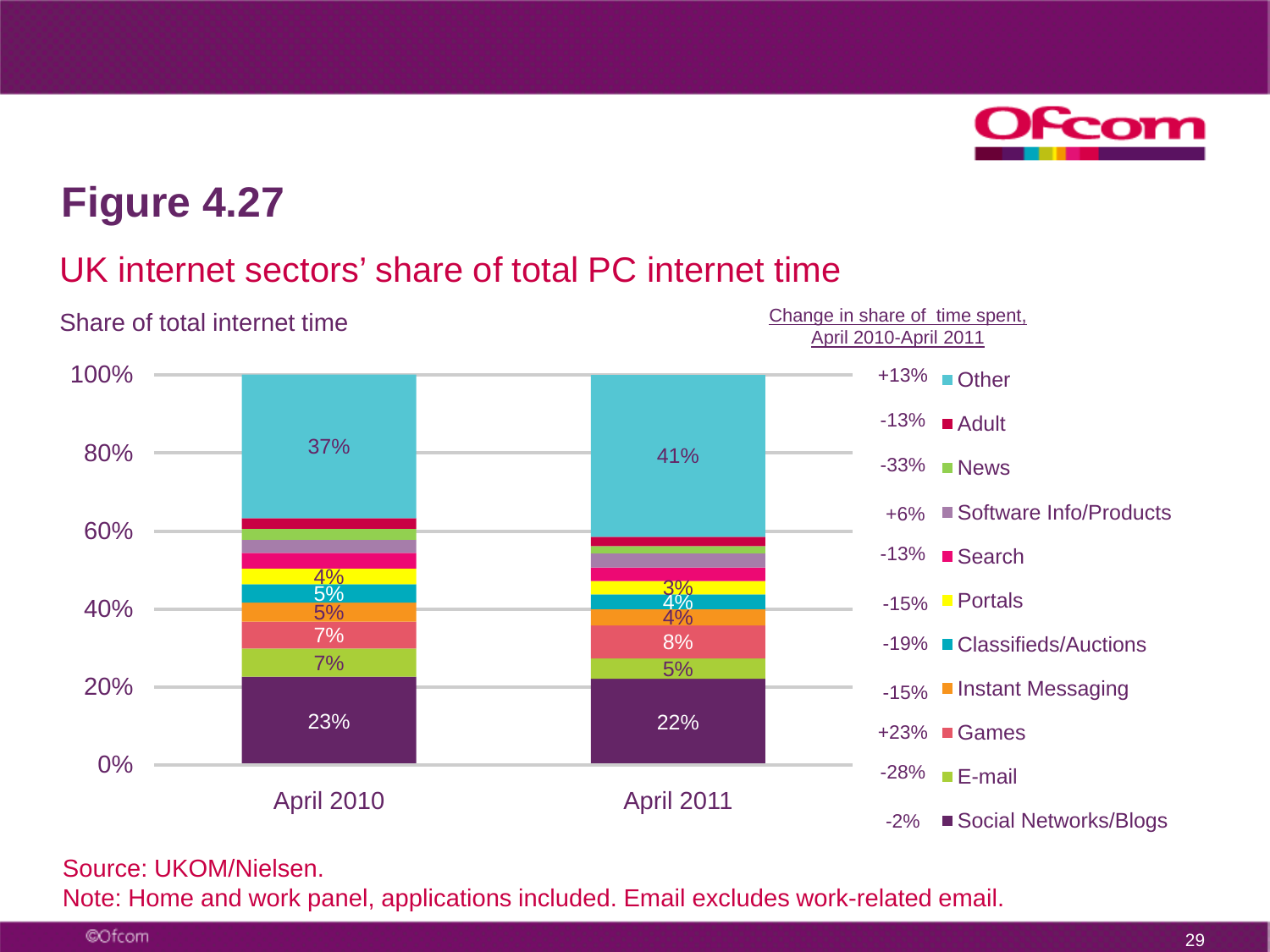# Figure 4.27

## UK internet sectors' share of total PC internet time

Share of total internet time

Change in share of time spent, April 2010-April 2011

100%
80%
60%
40%
20%
0%

April 2010: 37%, 4%, 5%, 5%, 7%, 7%, 23%

April 2011: 41%, 3%, 4%, 4%, 8%, 5%, 22%

+13% Other
-13% Adult
-33% News
+6% Software Info/Products
-13% Search
-15% Portals
-19% Classifieds/Auctions
-15% Instant Messaging
+23% Games
-28% E-mail
-2% Social Networks/Blogs

Source: UKOM/Nielsen.
Note: Home and work panel, applications included. Email excludes work-related email.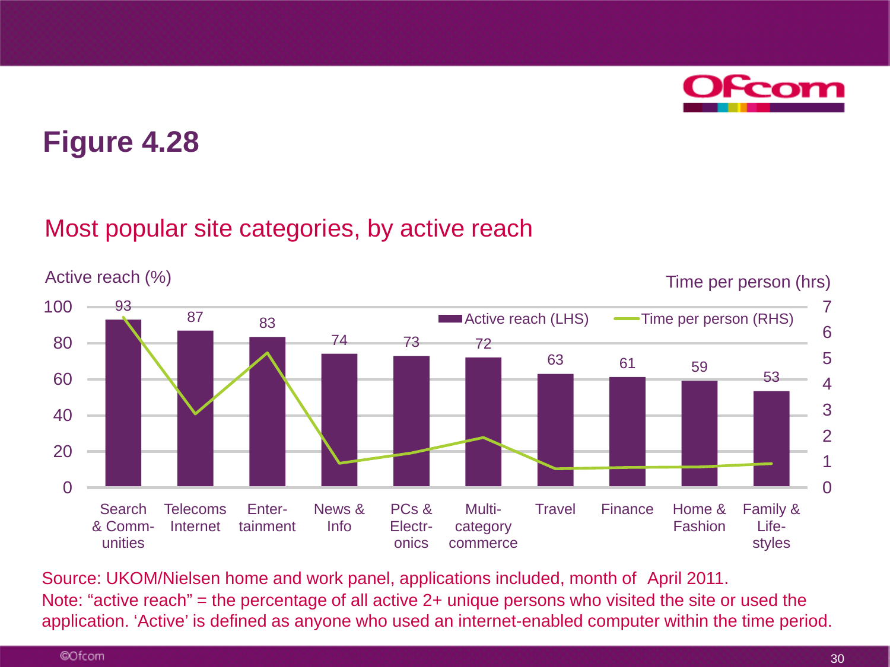# Figure 4.28

## Most popular site categories, by active reach

Active reach (%)

Time per person (hrs)

Active reach (LHS)
Time per person (RHS)

100
80
60
40
20
0

7
6
5
4
3
2
1
0

93
87
83
74
73
72
63
61
59
53

Search & Comm-unities
Telecoms Internet
Enter-tainment
News & Info
PCs & Electr-onics
Multi-category commerce
Travel
Finance
Home & Fashion
Family & Life-styles

Source: UKOM/Nielsen home and work panel, applications included, month of April 2011.
Note: "active reach" = the percentage of all active 2+ unique persons who visited the site or used the application. 'Active' is defined as anyone who used an internet-enabled computer within the time period.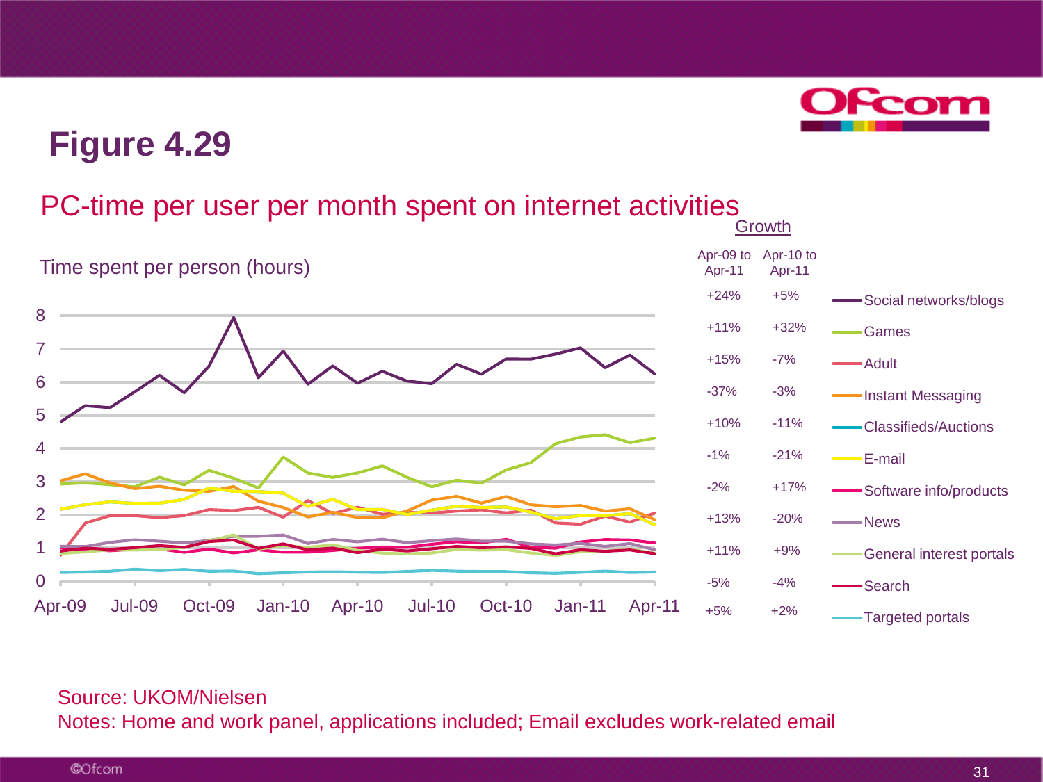# Figure 4.29

## PC-time per user per month spent on internet activities

Time spent per person (hours)

| Category | Growth Apr-09 to Apr-11 | Growth Apr-10 to Apr-11 |
|---|---|---|
| Social networks/blogs | +24% | +5% |
| Games | +11% | +32% |
| Adult | +15% | -7% |
| Instant Messaging | -37% | -3% |
| Classifieds/Auctions | +10% | -11% |
| E-mail | -1% | -21% |
| Software info/products | -2% | +17% |
| News | +13% | -20% |
| General interest portals | +11% | +9% |
| Search | -5% | -4% |
| Targeted portals | +5% | +2% |

Source: UKOM/Nielsen

Notes: Home and work panel, applications included; Email excludes work-related email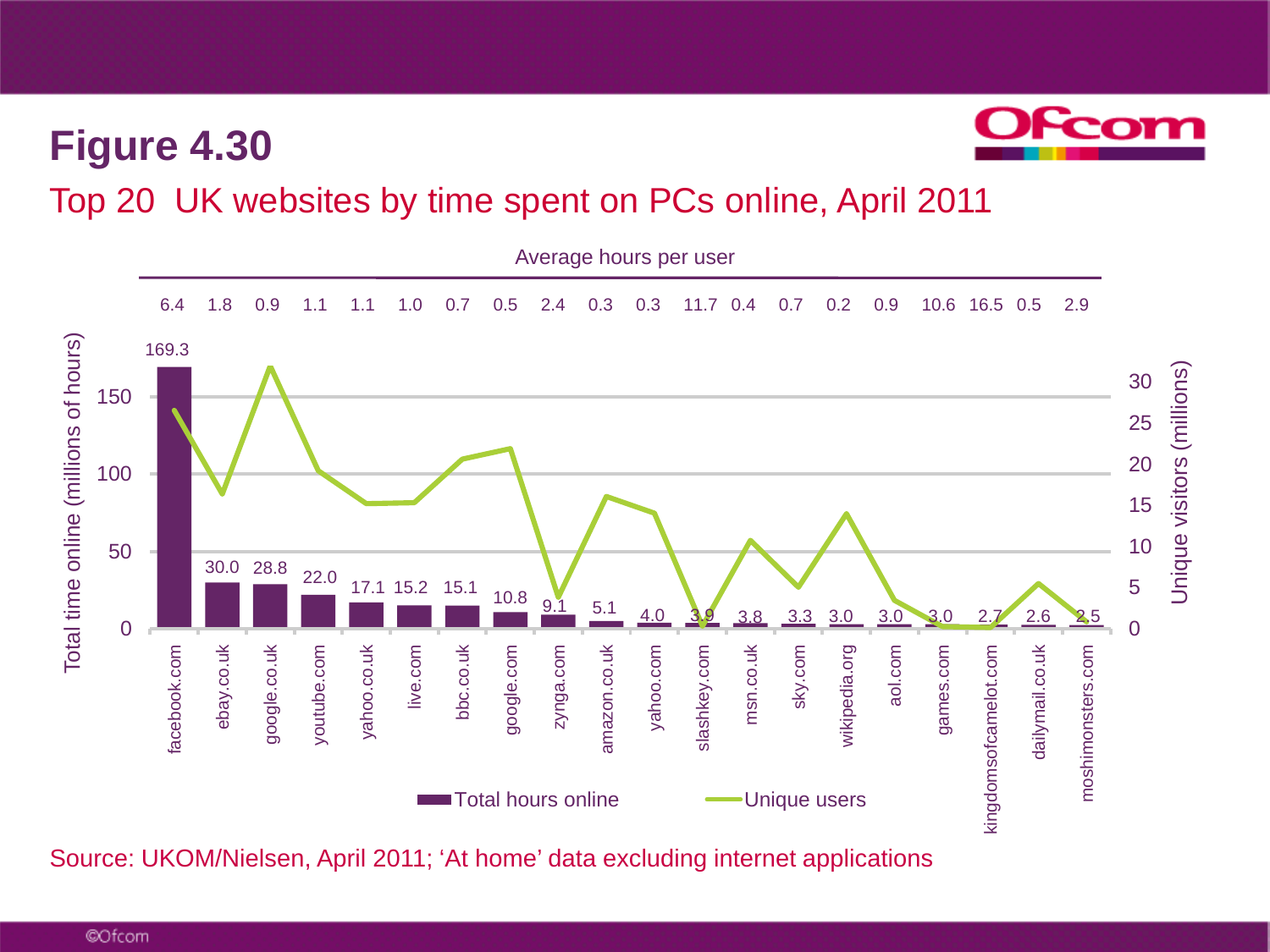# Figure 4.30

## Top 20 UK websites by time spent on PCs online, April 2011

Average hours per user

6.4 1.8 0.9 1.1 1.1 1.0 0.7 0.5 2.4 0.3 0.3 11.7 0.4 0.7 0.2 0.9 10.6 16.5 0.5 2.9

Total time online (millions of hours)

0 50 100 150

Unique visitors (millions)

0 5 10 15 20 25 30

169.3 30.0 28.8 22.0 17.1 15.2 15.1 10.8 9.1 5.1 4.0 3.9 3.8 3.3 3.0 3.0 3.0 2.7 2.6 2.5

facebook.com, ebay.co.uk, google.co.uk, youtube.com, yahoo.co.uk, live.com, bbc.co.uk, google.com, zynga.com, amazon.co.uk, yahoo.com, slashkey.com, msn.co.uk, sky.com, wikipedia.org, aol.com, games.com, kingdomsofcamelot.com, dailymail.co.uk, moshimonsters.com

Total hours online    Unique users

Source: UKOM/Nielsen, April 2011; ‘At home’ data excluding internet applications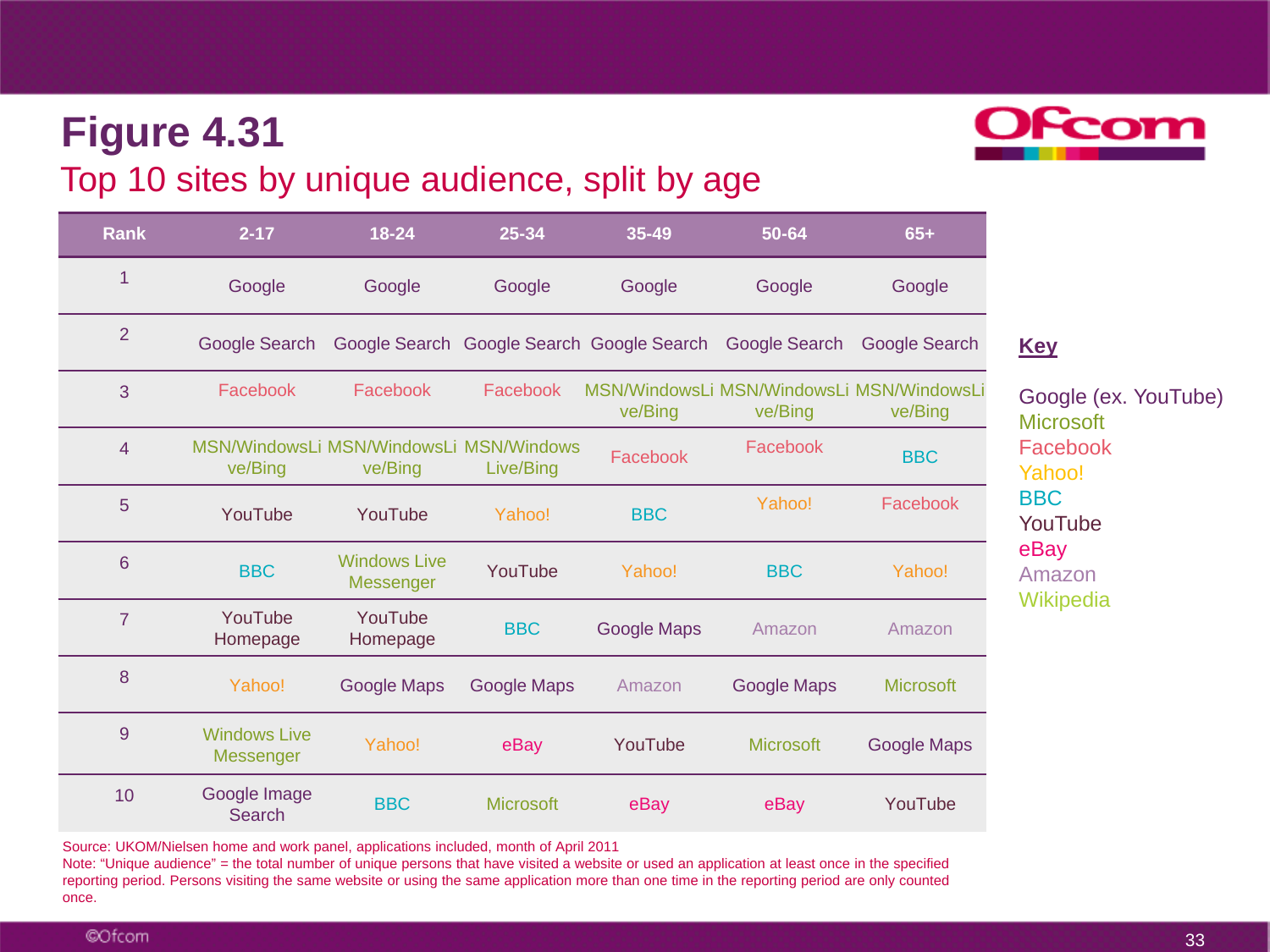# Figure 4.31

## Top 10 sites by unique audience, split by age

| Rank | 2-17 | 18-24 | 25-34 | 35-49 | 50-64 | 65+ |
|---|---|---|---|---|---|---|
| 1 | Google | Google | Google | Google | Google | Google |
| 2 | Google Search | Google Search | Google Search | Google Search | Google Search | Google Search |
| 3 | Facebook | Facebook | Facebook | MSN/WindowsLive/Bing | MSN/WindowsLive/Bing | MSN/WindowsLive/Bing |
| 4 | MSN/WindowsLive/Bing | MSN/WindowsLive/Bing | MSN/Windows Live/Bing | Facebook | Facebook | BBC |
| 5 | YouTube | YouTube | Yahoo! | BBC | Yahoo! | Facebook |
| 6 | BBC | Windows Live Messenger | YouTube | Yahoo! | BBC | Yahoo! |
| 7 | YouTube Homepage | YouTube Homepage | BBC | Google Maps | Amazon | Amazon |
| 8 | Yahoo! | Google Maps | Google Maps | Amazon | Google Maps | Microsoft |
| 9 | Windows Live Messenger | Yahoo! | eBay | YouTube | Microsoft | Google Maps |
| 10 | Google Image Search | BBC | Microsoft | eBay | eBay | YouTube |

**Key**

Google (ex. YouTube)
Microsoft
Facebook
Yahoo!
BBC
YouTube
eBay
Amazon
Wikipedia

Source: UKOM/Nielsen home and work panel, applications included, month of April 2011
Note: "Unique audience" = the total number of unique persons that have visited a website or used an application at least once in the specified reporting period. Persons visiting the same website or using the same application more than one time in the reporting period are only counted once.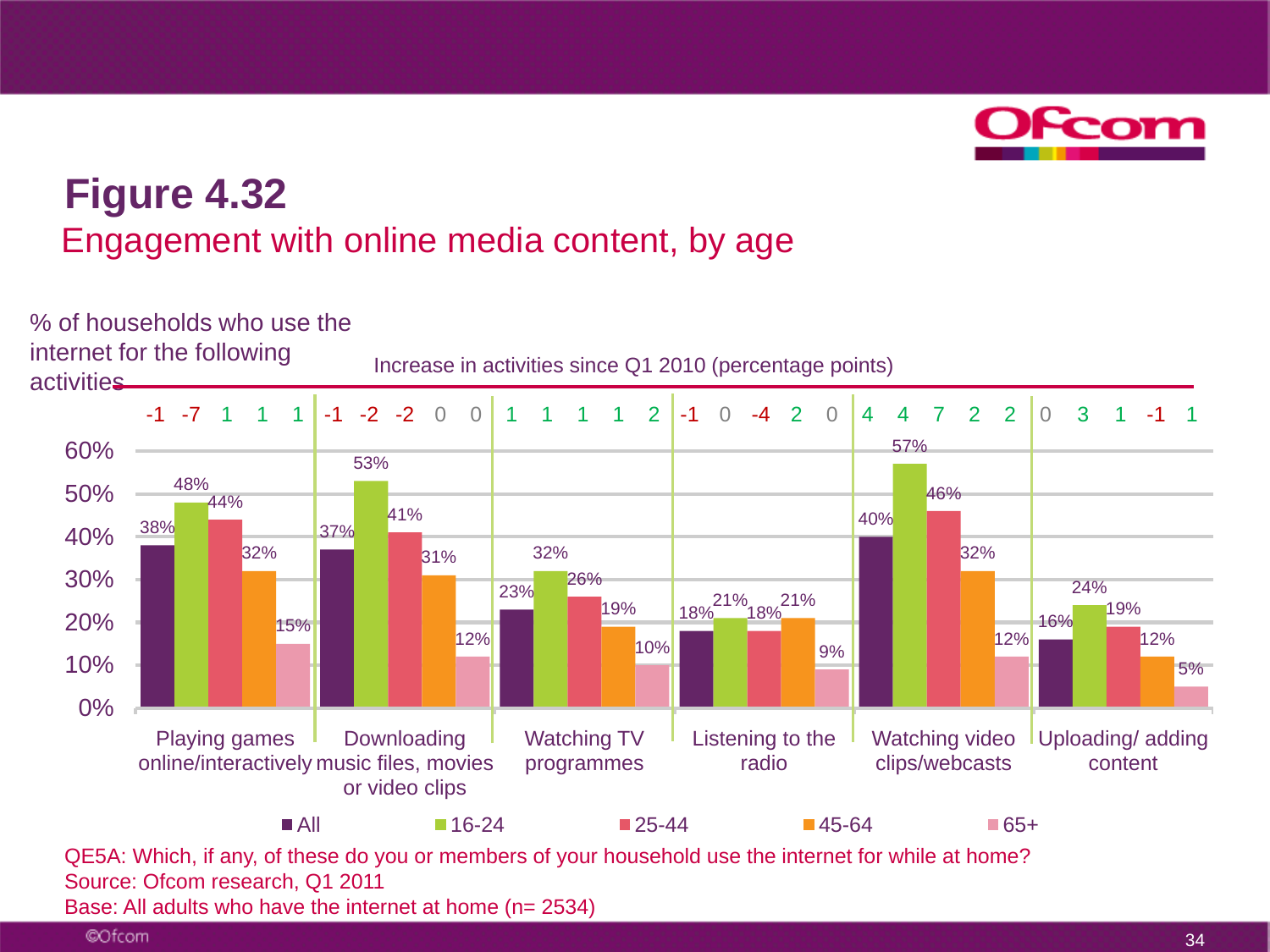# Figure 4.32

## Engagement with online media content, by age

% of households who use the internet for the following activities

Increase in activities since Q1 2010 (percentage points)

-1 -7 1 1 1 | -1 -2 -2 0 0 | 1 1 1 1 2 | -1 0 -4 2 0 | 4 4 7 2 2 | 0 3 1 -1 1

60%
50%
40%
30%
20%
10%
0%

Playing games online/interactively: 38% 48% 44% 32% 15%

Downloading music files, movies or video clips: 37% 53% 41% 31% 12%

Watching TV programmes: 23% 32% 26% 19% 10%

Listening to the radio: 18% 21% 18% 21% 9%

Watching video clips/webcasts: 40% 57% 46% 32% 12%

Uploading/ adding content: 16% 24% 19% 12% 5%

All | 16-24 | 25-44 | 45-64 | 65+

QE5A: Which, if any, of these do you or members of your household use the internet for while at home?
Source: Ofcom research, Q1 2011
Base: All adults who have the internet at home (n= 2534)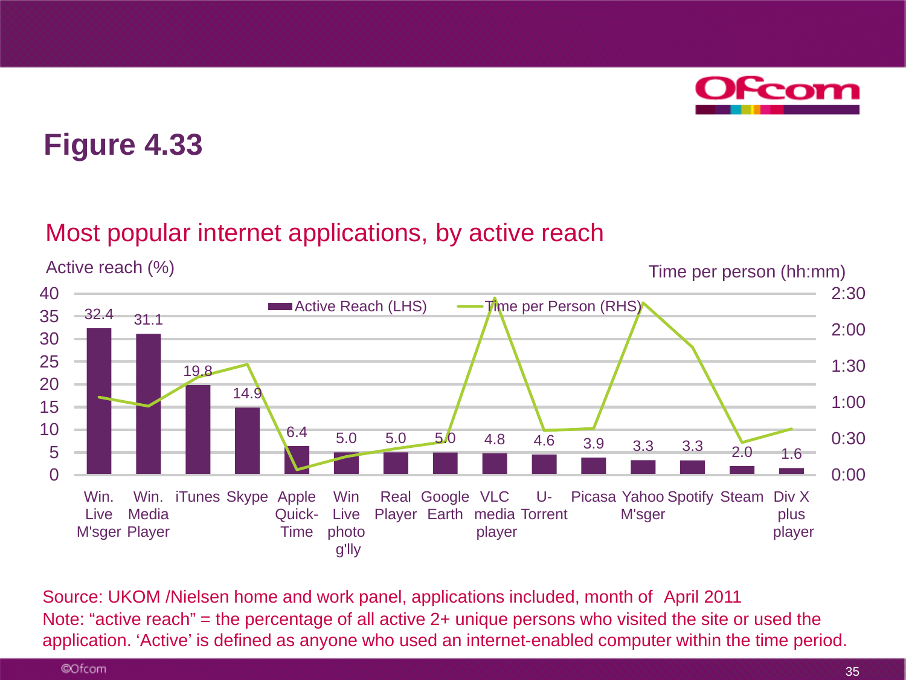# Figure 4.33

## Most popular internet applications, by active reach

Active reach (%)

Time per person (hh:mm)

Active Reach (LHS)

Time per Person (RHS)

40
35
30
25
20
15
10
5
0

2:30
2:00
1:30
1:00
0:30
0:00

32.4
31.1
19.8
14.9
6.4
5.0
5.0
5.0
4.8
4.6
3.9
3.3
3.3
2.0
1.6

Win. Live M'sger
Win. Media Player
iTunes
Skype
Apple Quick-Time
Win Live photo g'lly
Real Player
Google Earth
VLC media player
U-Torrent
Picasa
Yahoo M'sger
Spotify
Steam
Div X plus player

Source: UKOM /Nielsen home and work panel, applications included, month of April 2011
Note: “active reach” = the percentage of all active 2+ unique persons who visited the site or used the application. ‘Active’ is defined as anyone who used an internet-enabled computer within the time period.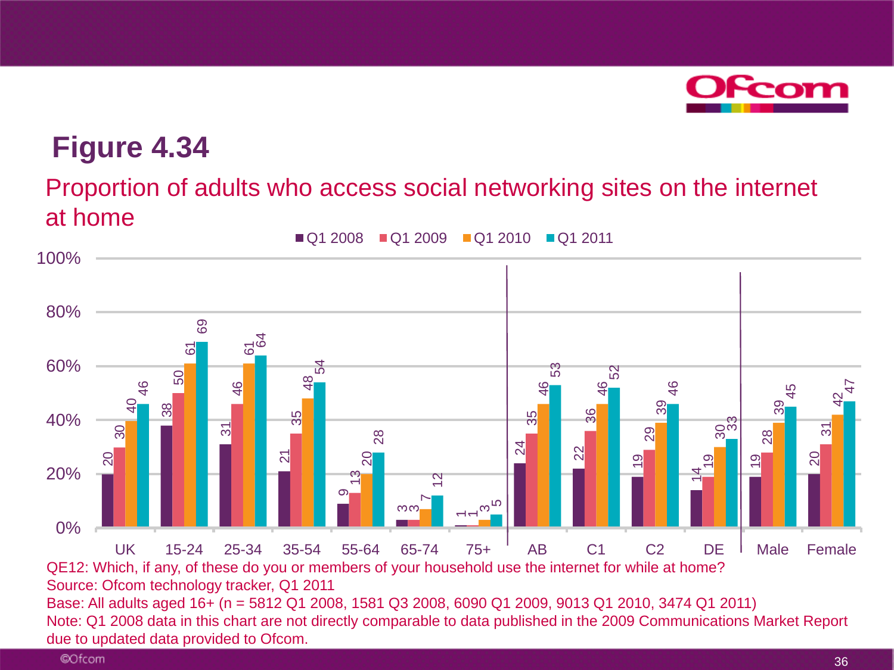# Figure 4.34

## Proportion of adults who access social networking sites on the internet at home

Q1 2008 Q1 2009 Q1 2010 Q1 2011

100%
80%
60%
40%
20%
0%

UK: 20 30 40 46
15-24: 38 50 61 69
25-34: 31 46 61 64
35-54: 21 35 48 54
55-64: 9 13 20 28
65-74: 3 3 7 12
75+: 1 1 3 5
AB: 24 35 46 53
C1: 22 36 46 52
C2: 19 29 39 46
DE: 14 19 30 33
Male: 19 28 39 45
Female: 20 31 42 47

QE12: Which, if any, of these do you or members of your household use the internet for while at home?
Source: Ofcom technology tracker, Q1 2011
Base: All adults aged 16+ (n = 5812 Q1 2008, 1581 Q3 2008, 6090 Q1 2009, 9013 Q1 2010, 3474 Q1 2011)
Note: Q1 2008 data in this chart are not directly comparable to data published in the 2009 Communications Market Report due to updated data provided to Ofcom.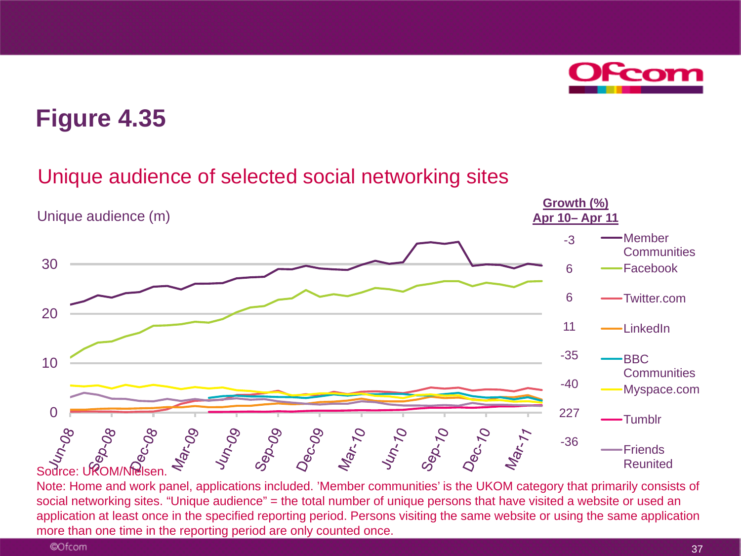# Figure 4.35

## Unique audience of selected social networking sites

Unique audience (m)

| Site | Growth (%) Apr 10– Apr 11 |
|---|---|
| Member Communities | -3 |
| Facebook | 6 |
| Twitter.com | 6 |
| LinkedIn | 11 |
| BBC Communities | -35 |
| Myspace.com | -40 |
| Tumblr | 227 |
| Friends Reunited | -36 |

Source: UKOM/Nielsen.

Note: Home and work panel, applications included. 'Member communities' is the UKOM category that primarily consists of social networking sites. "Unique audience" = the total number of unique persons that have visited a website or used an application at least once in the specified reporting period. Persons visiting the same website or using the same application more than one time in the reporting period are only counted once.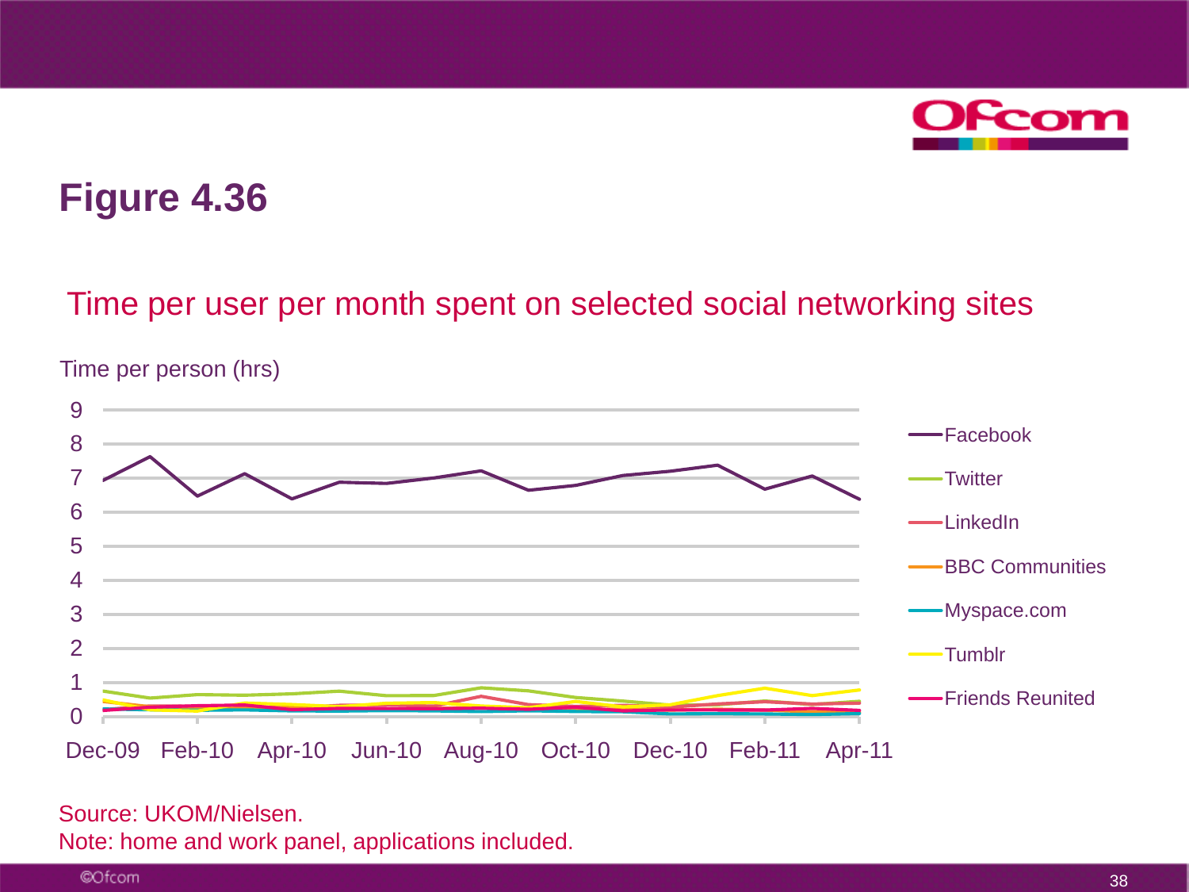# Figure 4.36

## Time per user per month spent on selected social networking sites

Time per person (hrs)

9
8
7
6
5
4
3
2
1
0

Dec-09 Feb-10 Apr-10 Jun-10 Aug-10 Oct-10 Dec-10 Feb-11 Apr-11

Facebook
Twitter
LinkedIn
BBC Communities
Myspace.com
Tumblr
Friends Reunited

Source: UKOM/Nielsen.
Note: home and work panel, applications included.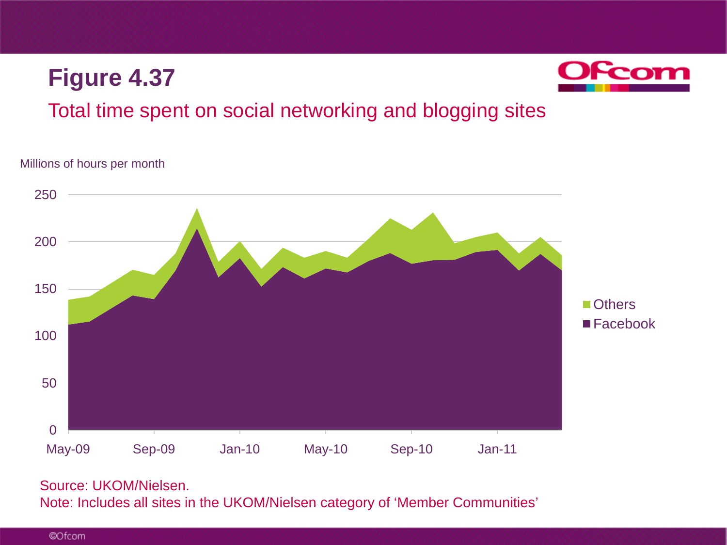# Figure 4.37

## Total time spent on social networking and blogging sites

Millions of hours per month

250
200
150
100
50
0

May-09
Sep-09
Jan-10
May-10
Sep-10
Jan-11

Others
Facebook

Source: UKOM/Nielsen.
Note: Includes all sites in the UKOM/Nielsen category of 'Member Communities'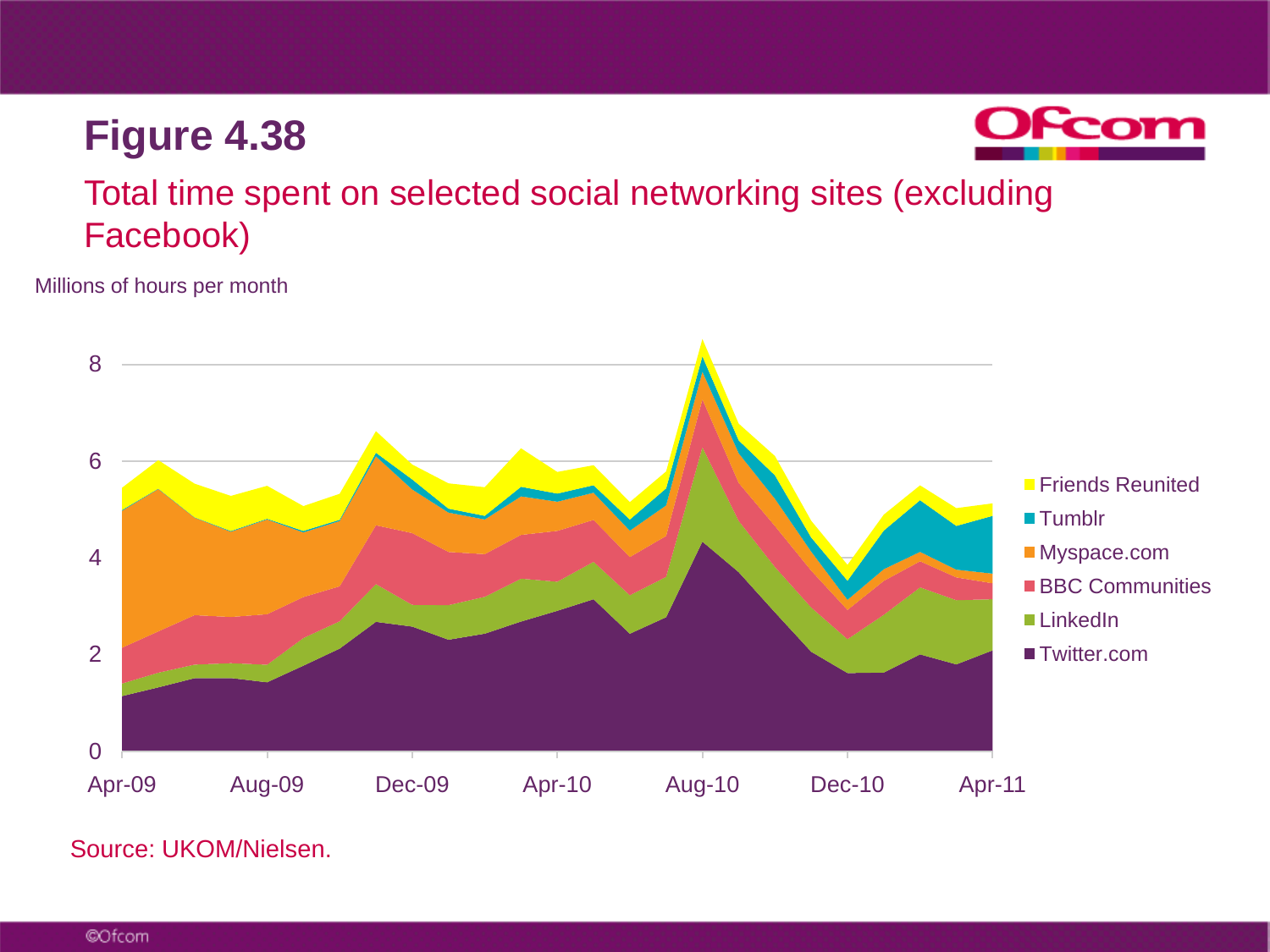# Figure 4.38

## Total time spent on selected social networking sites (excluding Facebook)

Millions of hours per month

8
6
4
2
0

Apr-09
Aug-09
Dec-09
Apr-10
Aug-10
Dec-10
Apr-11

Friends Reunited
Tumblr
Myspace.com
BBC Communities
LinkedIn
Twitter.com

Source: UKOM/Nielsen.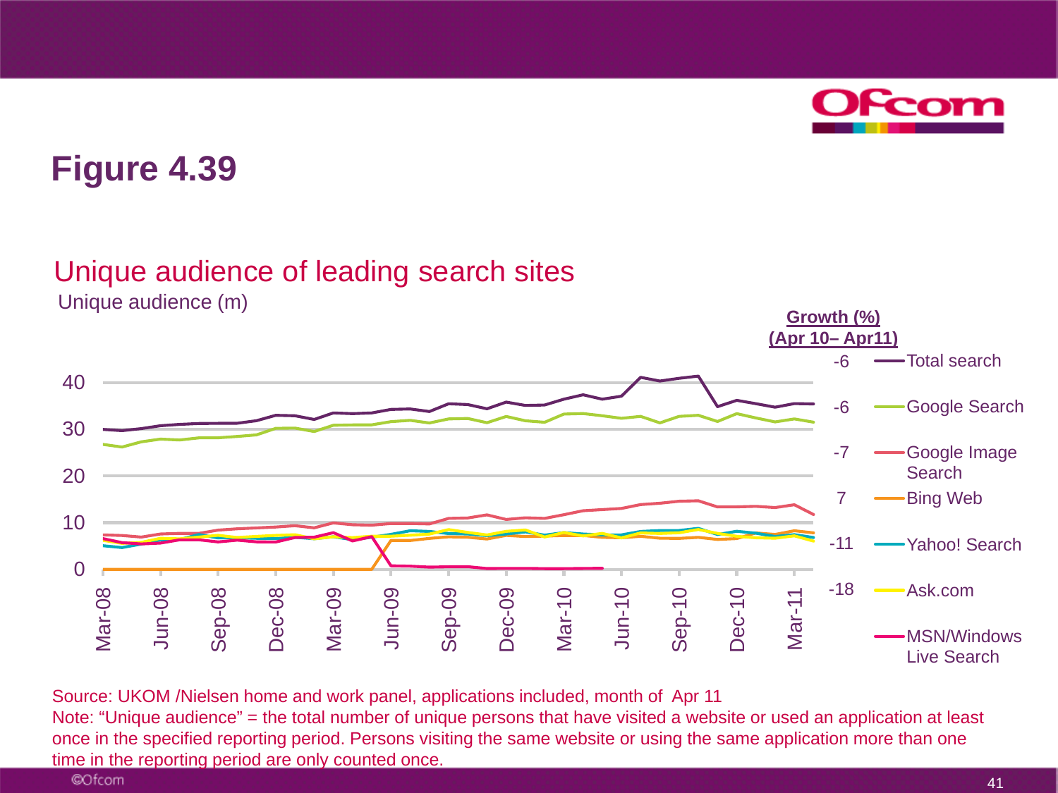# Figure 4.39

## Unique audience of leading search sites

Unique audience (m)

Growth (%) (Apr 10– Apr11)

-6 Total search
-6 Google Search
-7 Google Image Search
7 Bing Web
-11 Yahoo! Search
-18 Ask.com
MSN/Windows Live Search

40
30
20
10
0

Mar-08, Jun-08, Sep-08, Dec-08, Mar-09, Jun-09, Sep-09, Dec-09, Mar-10, Jun-10, Sep-10, Dec-10, Mar-11

Source: UKOM /Nielsen home and work panel, applications included, month of Apr 11

Note: "Unique audience" = the total number of unique persons that have visited a website or used an application at least once in the specified reporting period. Persons visiting the same website or using the same application more than one time in the reporting period are only counted once.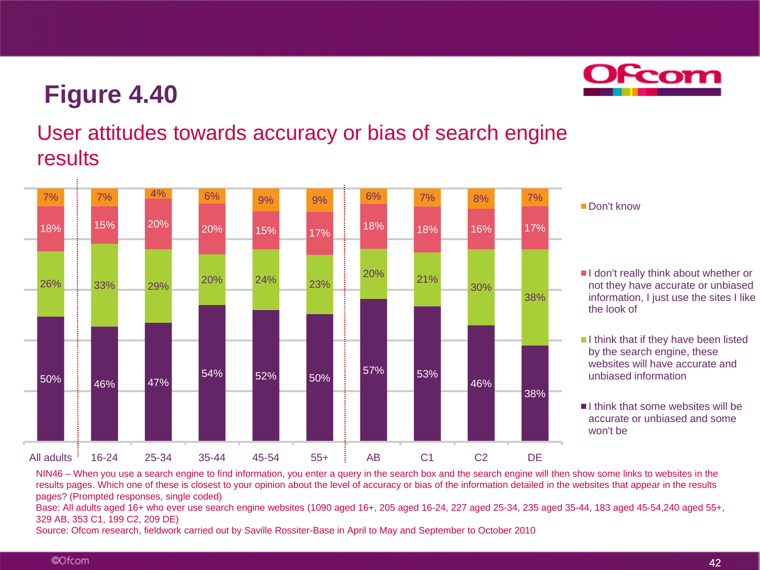# Figure 4.40

## User attitudes towards accuracy or bias of search engine results

All adults: 7%, 18%, 26%, 50%
16-24: 7%, 15%, 33%, 46%
25-34: 4%, 20%, 29%, 47%
35-44: 6%, 20%, 20%, 54%
45-54: 9%, 15%, 24%, 52%
55+: 9%, 17%, 23%, 50%
AB: 6%, 18%, 20%, 57%
C1: 7%, 18%, 21%, 53%
C2: 8%, 16%, 30%, 46%
DE: 7%, 17%, 38%, 38%

- Don't know
- I don't really think about whether or not they have accurate or unbiased information, I just use the sites I like the look of
- I think that if they have been listed by the search engine, these websites will have accurate and unbiased information
- I think that some websites will be accurate or unbiased and some won't be

NIN46 – When you use a search engine to find information, you enter a query in the search box and the search engine will then show some links to websites in the results pages. Which one of these is closest to your opinion about the level of accuracy or bias of the information detailed in the websites that appear in the results pages? (Prompted responses, single coded)
Base: All adults aged 16+ who ever use search engine websites (1090 aged 16+, 205 aged 16-24, 227 aged 25-34, 235 aged 35-44, 183 aged 45-54,240 aged 55+, 329 AB, 353 C1, 199 C2, 209 DE)
Source: Ofcom research, fieldwork carried out by Saville Rossiter-Base in April to May and September to October 2010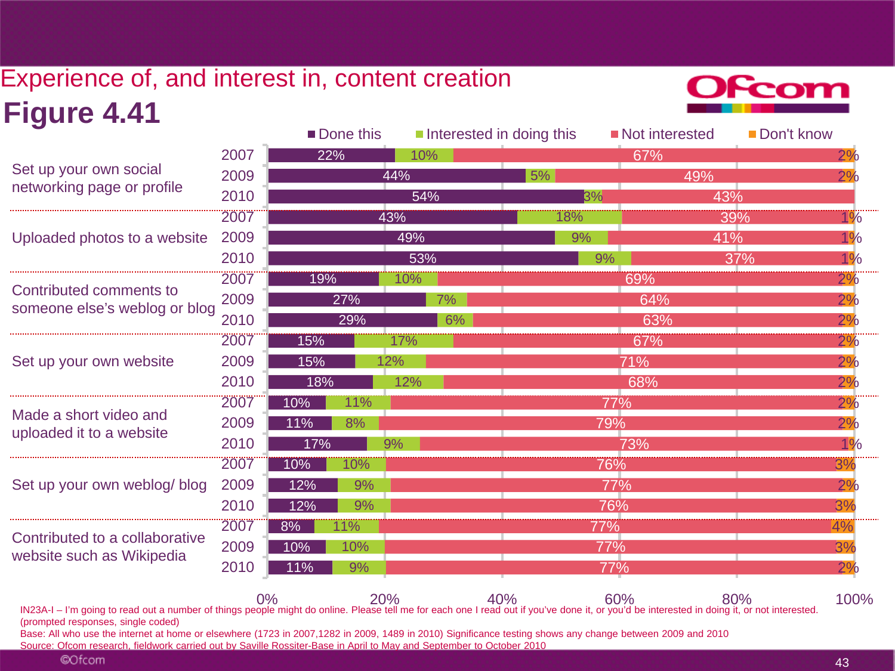# Experience of, and interest in, content creation

## Figure 4.41

Done this | Interested in doing this | Not interested | Don't know

Set up your own social networking page or profile
2007: 22% | 10% | 67% | 2%
2009: 44% | 5% | 49% | 2%
2010: 54% | 3% | 43%

Uploaded photos to a website
2007: 43% | 18% | 39% | 1%
2009: 49% | 9% | 41% | 1%
2010: 53% | 9% | 37% | 1%

Contributed comments to someone else's weblog or blog
2007: 19% | 10% | 69% | 2%
2009: 27% | 7% | 64% | 2%
2010: 29% | 6% | 63% | 2%

Set up your own website
2007: 15% | 17% | 67% | 2%
2009: 15% | 12% | 71% | 2%
2010: 18% | 12% | 68% | 2%

Made a short video and uploaded it to a website
2007: 10% | 11% | 77% | 2%
2009: 11% | 8% | 79% | 2%
2010: 17% | 9% | 73% | 1%

Set up your own weblog/ blog
2007: 10% | 10% | 76% | 3%
2009: 12% | 9% | 77% | 2%
2010: 12% | 9% | 76% | 3%

Contributed to a collaborative website such as Wikipedia
2007: 8% | 11% | 77% | 4%
2009: 10% | 10% | 77% | 3%
2010: 11% | 9% | 77% | 2%

0% 20% 40% 60% 80% 100%

IN23A-I – I'm going to read out a number of things people might do online. Please tell me for each one I read out if you've done it, or you'd be interested in doing it, or not interested. (prompted responses, single coded)

Base: All who use the internet at home or elsewhere (1723 in 2007,1282 in 2009, 1489 in 2010) Significance testing shows any change between 2009 and 2010

Source: Ofcom research, fieldwork carried out by Saville Rossiter-Base in April to May and September to October 2010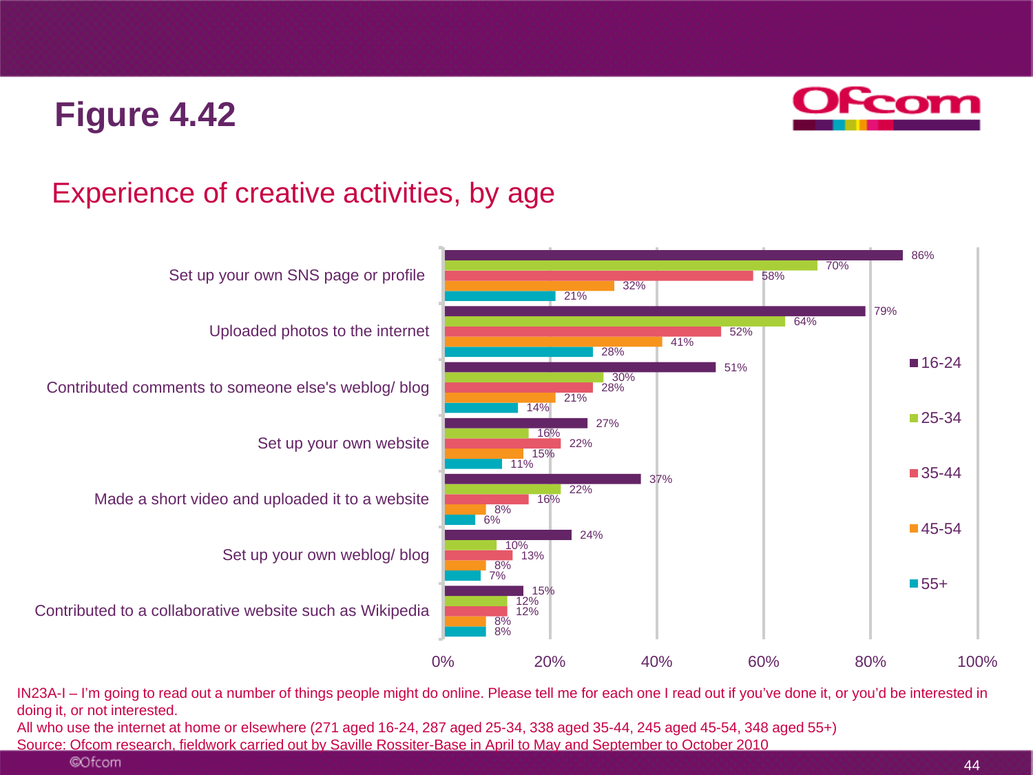# Figure 4.42

## Experience of creative activities, by age

Set up your own SNS page or profile
86%
70%
58%
32%
21%

Uploaded photos to the internet
79%
64%
52%
41%
28%

Contributed comments to someone else's weblog/ blog
51%
30%
28%
21%
14%

Set up your own website
27%
16%
22%
15%
11%

Made a short video and uploaded it to a website
37%
22%
16%
8%
6%

Set up your own weblog/ blog
24%
10%
13%
8%
7%

Contributed to a collaborative website such as Wikipedia
15%
12%
12%
8%
8%

0% 20% 40% 60% 80% 100%

16-24
25-34
35-44
45-54
55+

IN23A-I – I'm going to read out a number of things people might do online. Please tell me for each one I read out if you've done it, or you'd be interested in doing it, or not interested.

All who use the internet at home or elsewhere (271 aged 16-24, 287 aged 25-34, 338 aged 35-44, 245 aged 45-54, 348 aged 55+)

Source: Ofcom research, fieldwork carried out by Saville Rossiter-Base in April to May and September to October 2010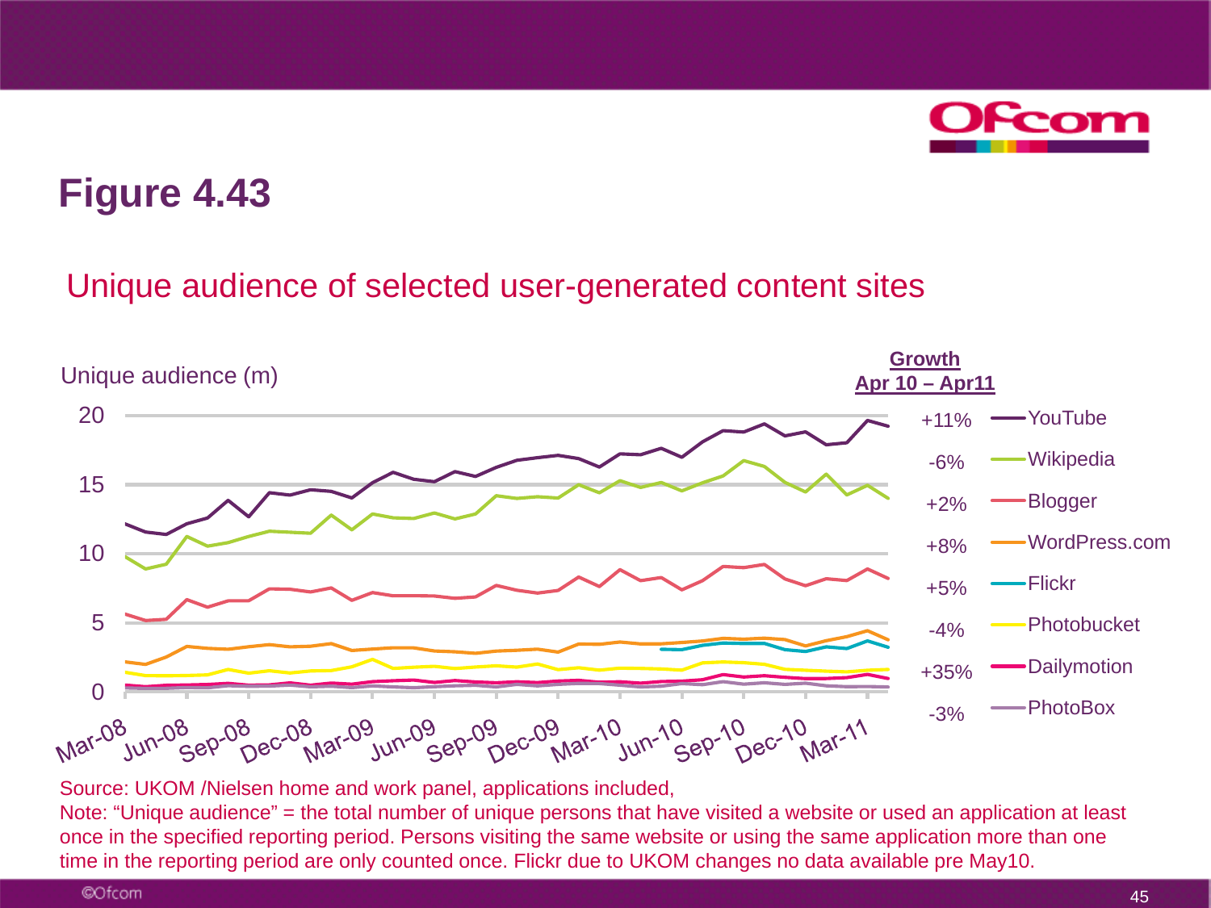# Figure 4.43

## Unique audience of selected user-generated content sites

Unique audience (m)

20
15
10
5
0

Mar-08 Jun-08 Sep-08 Dec-08 Mar-09 Jun-09 Sep-09 Dec-09 Mar-10 Jun-10 Sep-10 Dec-10 Mar-11

**Growth Apr 10 – Apr11**

+11% YouTube
-6% Wikipedia
+2% Blogger
+8% WordPress.com
+5% Flickr
-4% Photobucket
+35% Dailymotion
-3% PhotoBox

Source: UKOM /Nielsen home and work panel, applications included,
Note: "Unique audience" = the total number of unique persons that have visited a website or used an application at least once in the specified reporting period. Persons visiting the same website or using the same application more than one time in the reporting period are only counted once. Flickr due to UKOM changes no data available pre May10.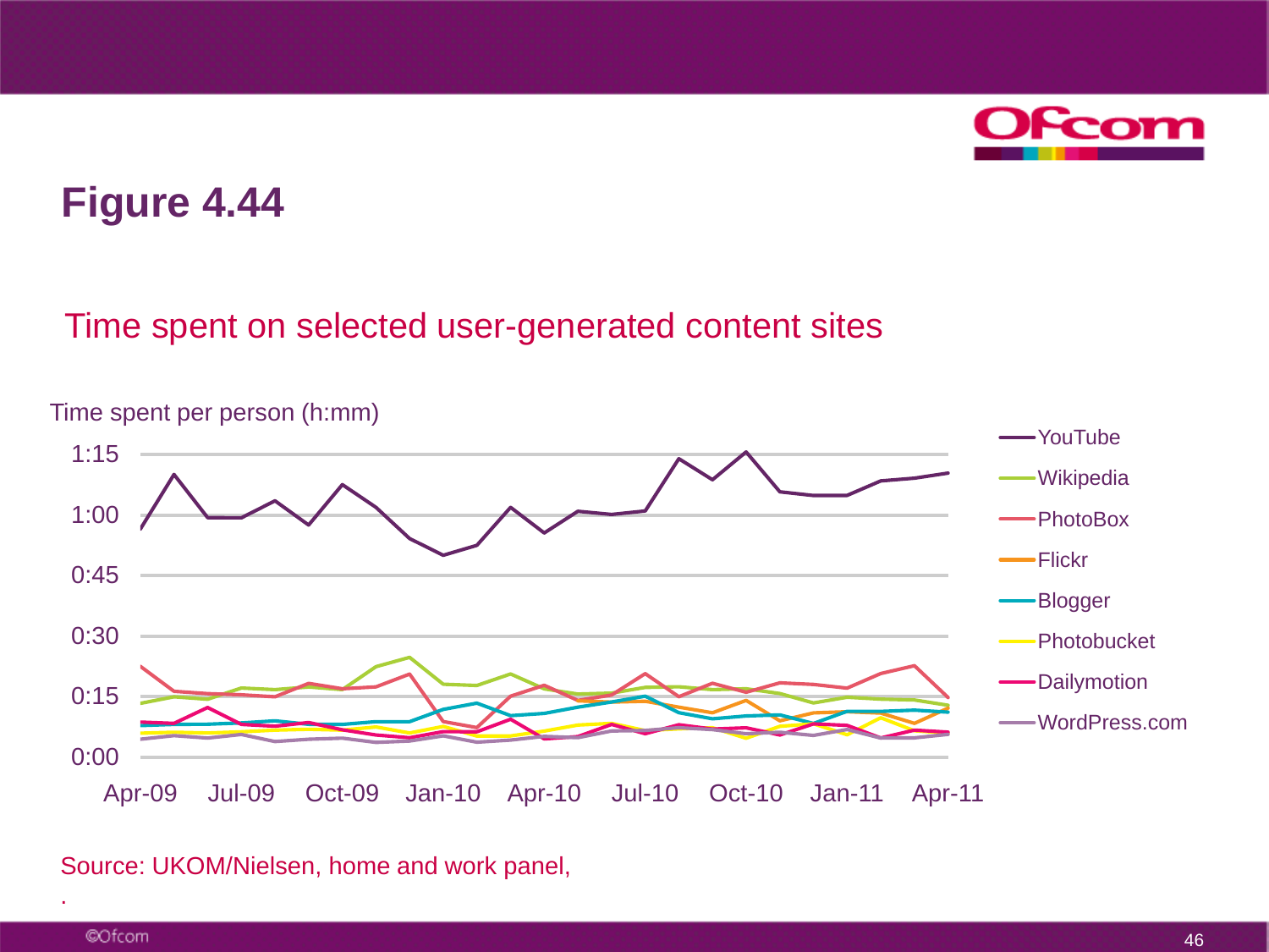# Figure 4.44

## Time spent on selected user-generated content sites

Time spent per person (h:mm)

1:15
1:00
0:45
0:30
0:15
0:00

Apr-09 Jul-09 Oct-09 Jan-10 Apr-10 Jul-10 Oct-10 Jan-11 Apr-11

YouTube
Wikipedia
PhotoBox
Flickr
Blogger
Photobucket
Dailymotion
WordPress.com

Source: UKOM/Nielsen, home and work panel,

.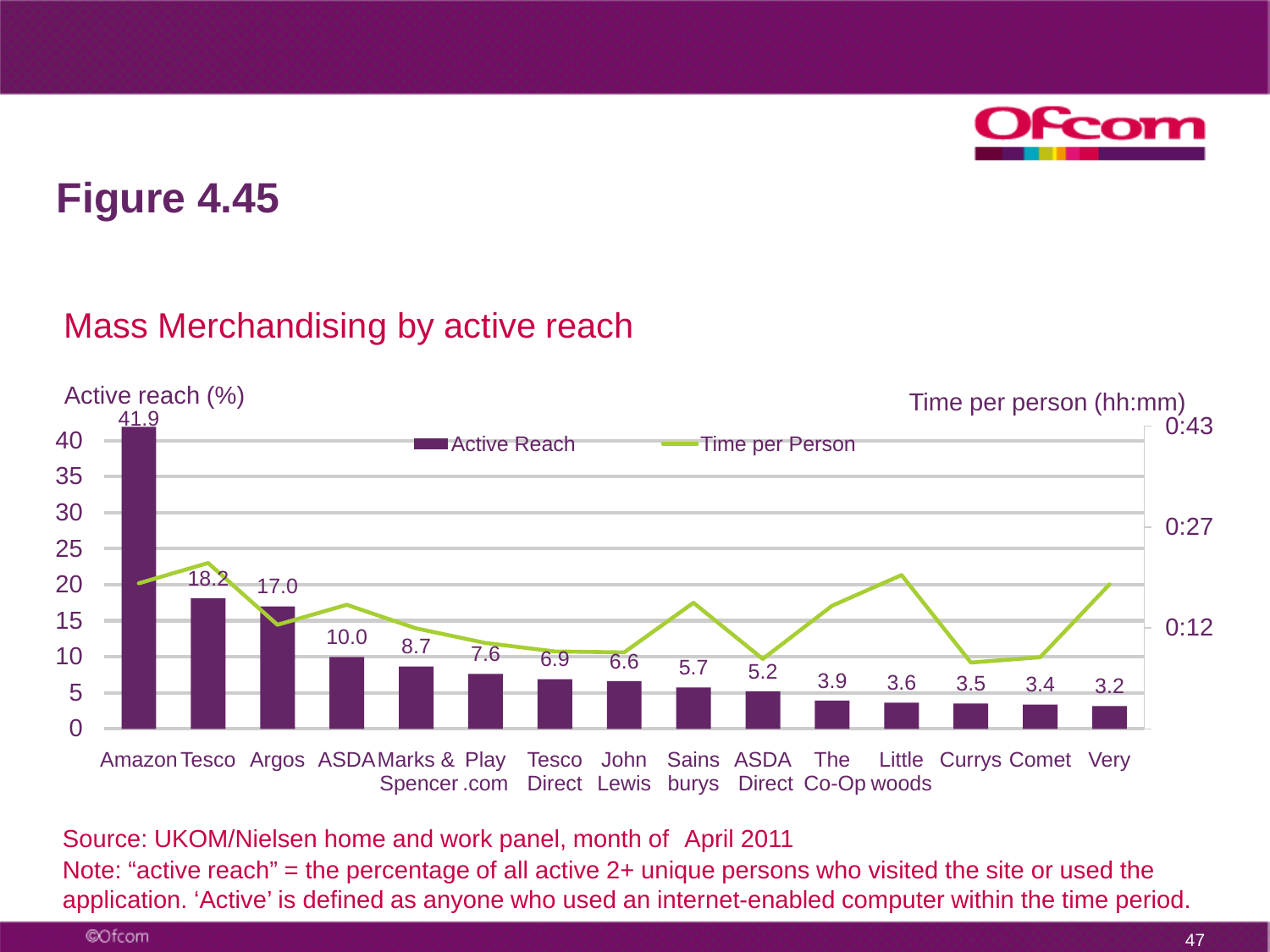# Figure 4.45

## Mass Merchandising by active reach

Active reach (%)

Time per person (hh:mm)

Active Reach

Time per Person

0
5
10
15
20
25
30
35
40

0:12
0:27
0:43

41.9
18.2
17.0
10.0
8.7
7.6
6.9
6.6
5.7
5.2
3.9
3.6
3.5
3.4
3.2

Amazon
Tesco
Argos
ASDA
Marks & Spencer
Play .com
Tesco Direct
John Lewis
Sainsburys
ASDA Direct
The Co-Op
Littlewoods
Currys
Comet
Very

Source: UKOM/Nielsen home and work panel, month of April 2011

Note: “active reach” = the percentage of all active 2+ unique persons who visited the site or used the application. ‘Active’ is defined as anyone who used an internet-enabled computer within the time period.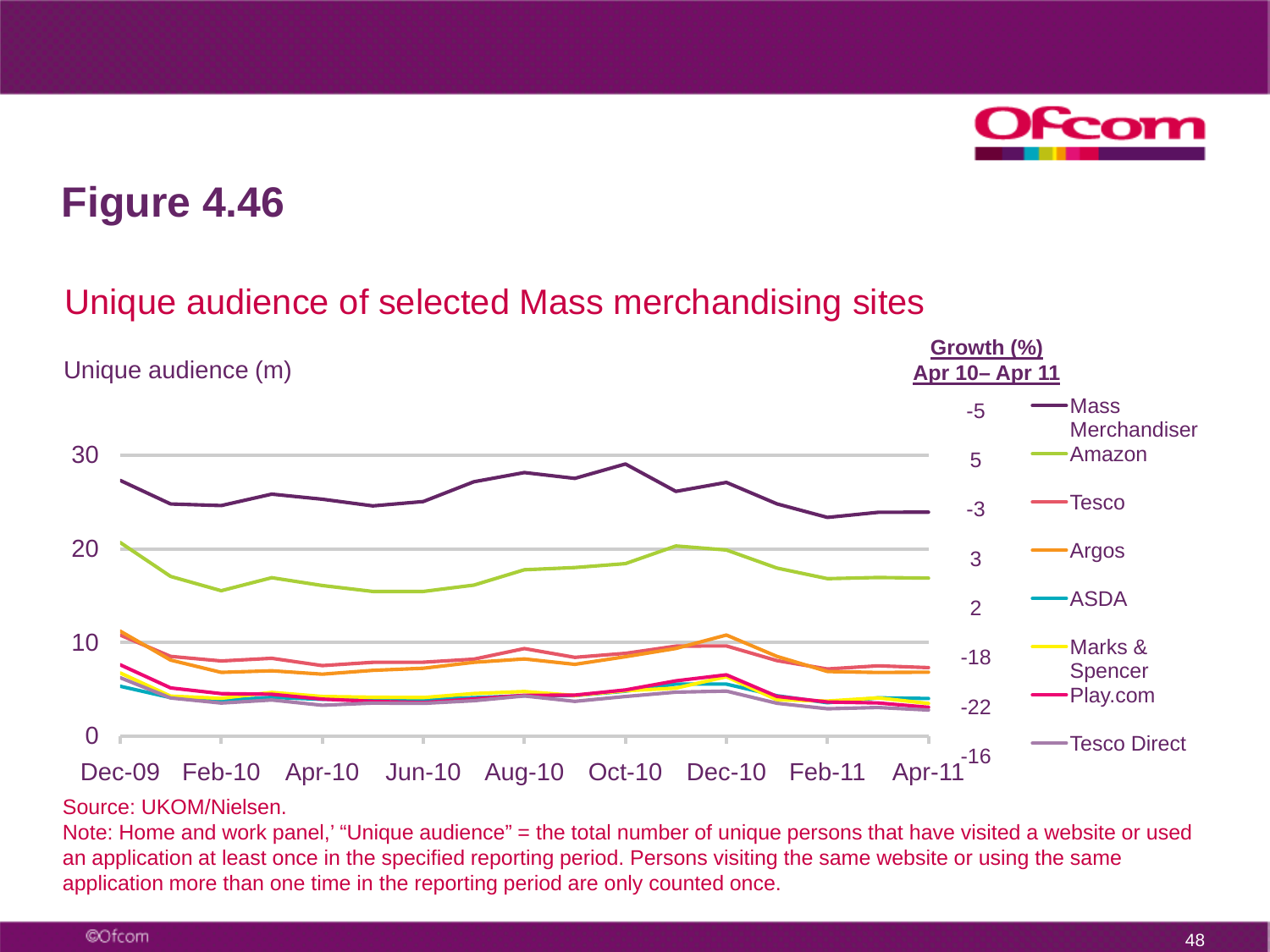# Figure 4.46

## Unique audience of selected Mass merchandising sites

Unique audience (m)

30
20
10
0

Dec-09 Feb-10 Apr-10 Jun-10 Aug-10 Oct-10 Dec-10 Feb-11 Apr-11

**Growth (%)**
**Apr 10– Apr 11**

-5 Mass Merchandiser
5 Amazon
-3 Tesco
3 Argos
2 ASDA
-18 Marks & Spencer
-22 Play.com
-16 Tesco Direct

Source: UKOM/Nielsen.

Note: Home and work panel,' "Unique audience" = the total number of unique persons that have visited a website or used an application at least once in the specified reporting period. Persons visiting the same website or using the same application more than one time in the reporting period are only counted once.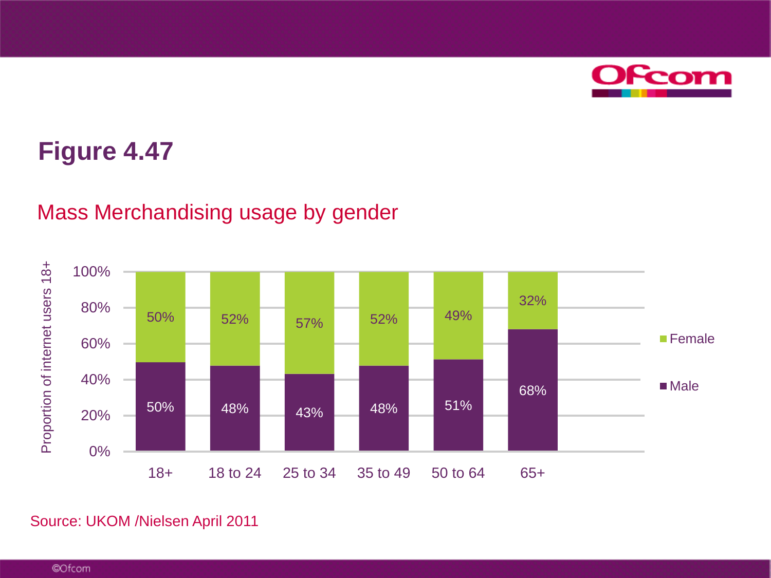# Figure 4.47

## Mass Merchandising usage by gender

Proportion of internet users 18+

100%
80%
60%
40%
20%
0%

18+: Female 50%, Male 50%
18 to 24: Female 52%, Male 48%
25 to 34: Female 57%, Male 43%
35 to 49: Female 52%, Male 48%
50 to 64: Female 49%, Male 51%
65+: Female 32%, Male 68%

Female
Male

Source: UKOM /Nielsen April 2011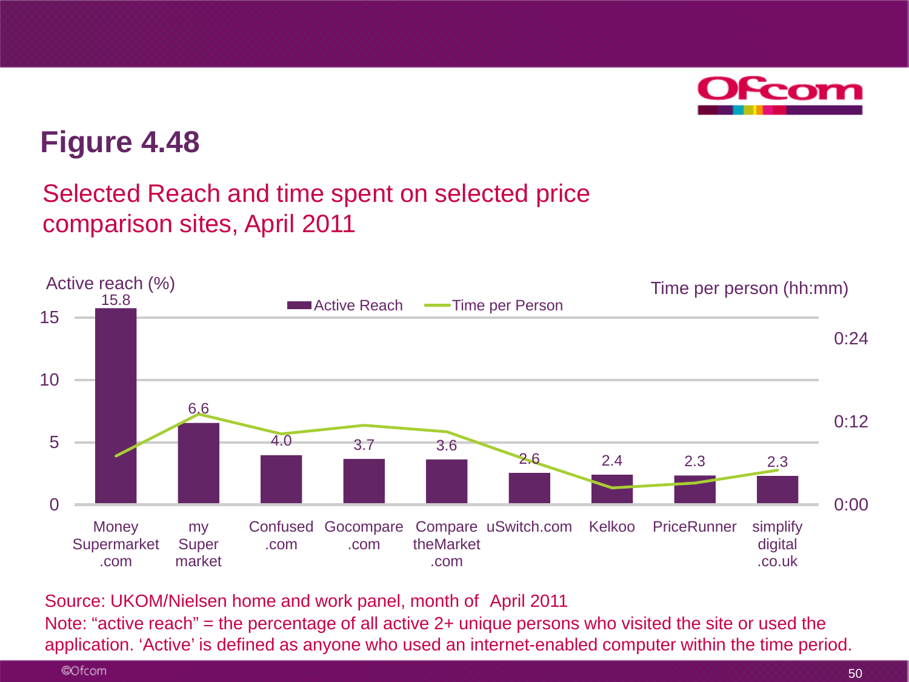# Figure 4.48

## Selected Reach and time spent on selected price comparison sites, April 2011

Active reach (%)

Time per person (hh:mm)

Active Reach

Time per Person

15

10

5

0

0:24

0:12

0:00

15.8

6.6

4.0

3.7

3.6

2.6

2.4

2.3

2.3

Money Supermarket .com

my Super market

Confused .com

Gocompare .com

Compare theMarket .com

uSwitch.com

Kelkoo

PriceRunner

simplify digital .co.uk

Source: UKOM/Nielsen home and work panel, month of April 2011

Note: "active reach" = the percentage of all active 2+ unique persons who visited the site or used the application. 'Active' is defined as anyone who used an internet-enabled computer within the time period.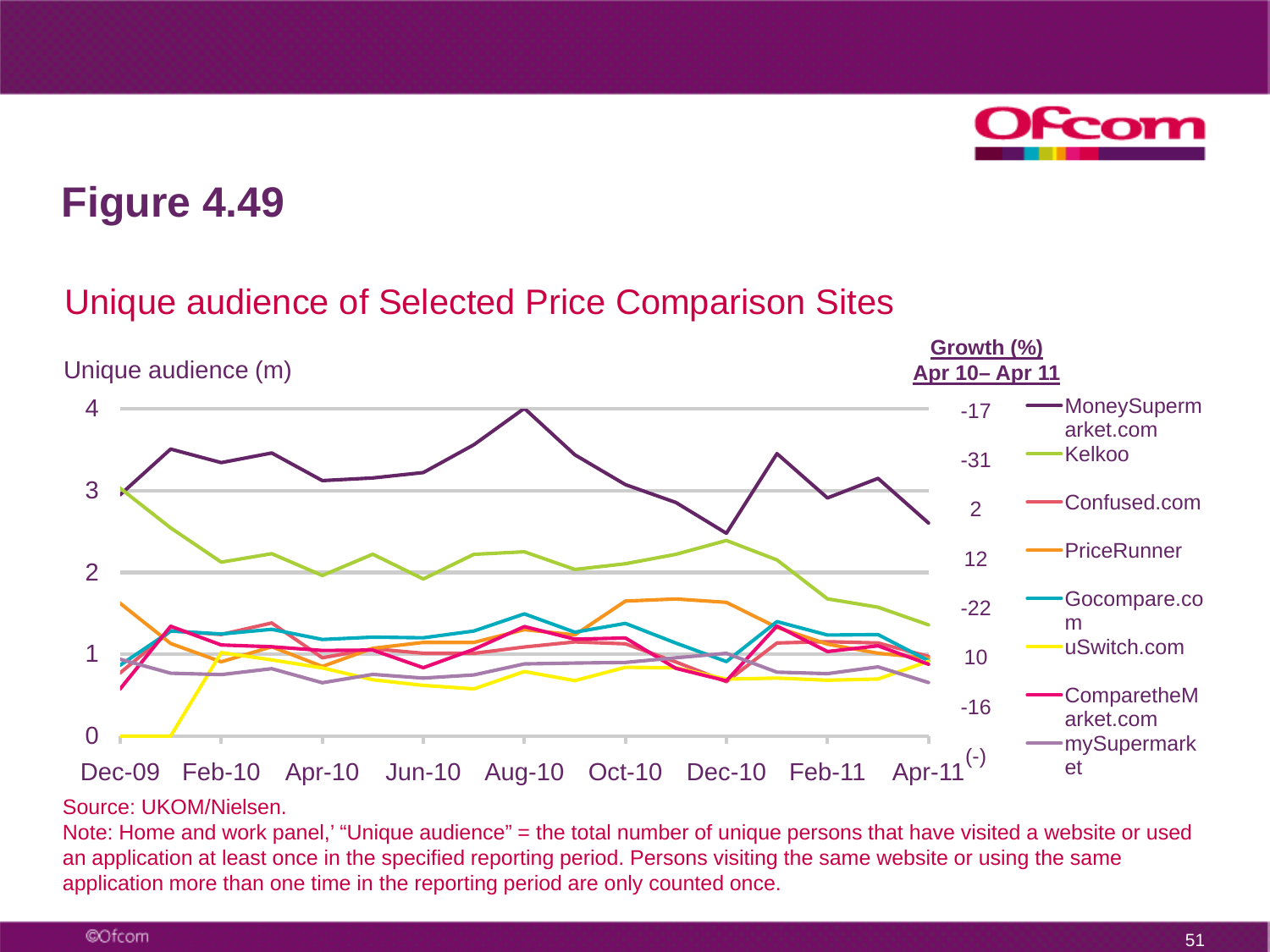# Figure 4.49

## Unique audience of Selected Price Comparison Sites

Unique audience (m)

4
3
2
1
0

Dec-09 Feb-10 Apr-10 Jun-10 Aug-10 Oct-10 Dec-10 Feb-11 Apr-11

**Growth (%)**
**Apr 10– Apr 11**

-17 MoneySupermarket.com
-31 Kelkoo
2 Confused.com
12 PriceRunner
-22 Gocompare.com
10 uSwitch.com
-16 ComparetheMarket.com
(-) mySupermarket

Source: UKOM/Nielsen.

Note: Home and work panel,' "Unique audience" = the total number of unique persons that have visited a website or used an application at least once in the specified reporting period. Persons visiting the same website or using the same application more than one time in the reporting period are only counted once.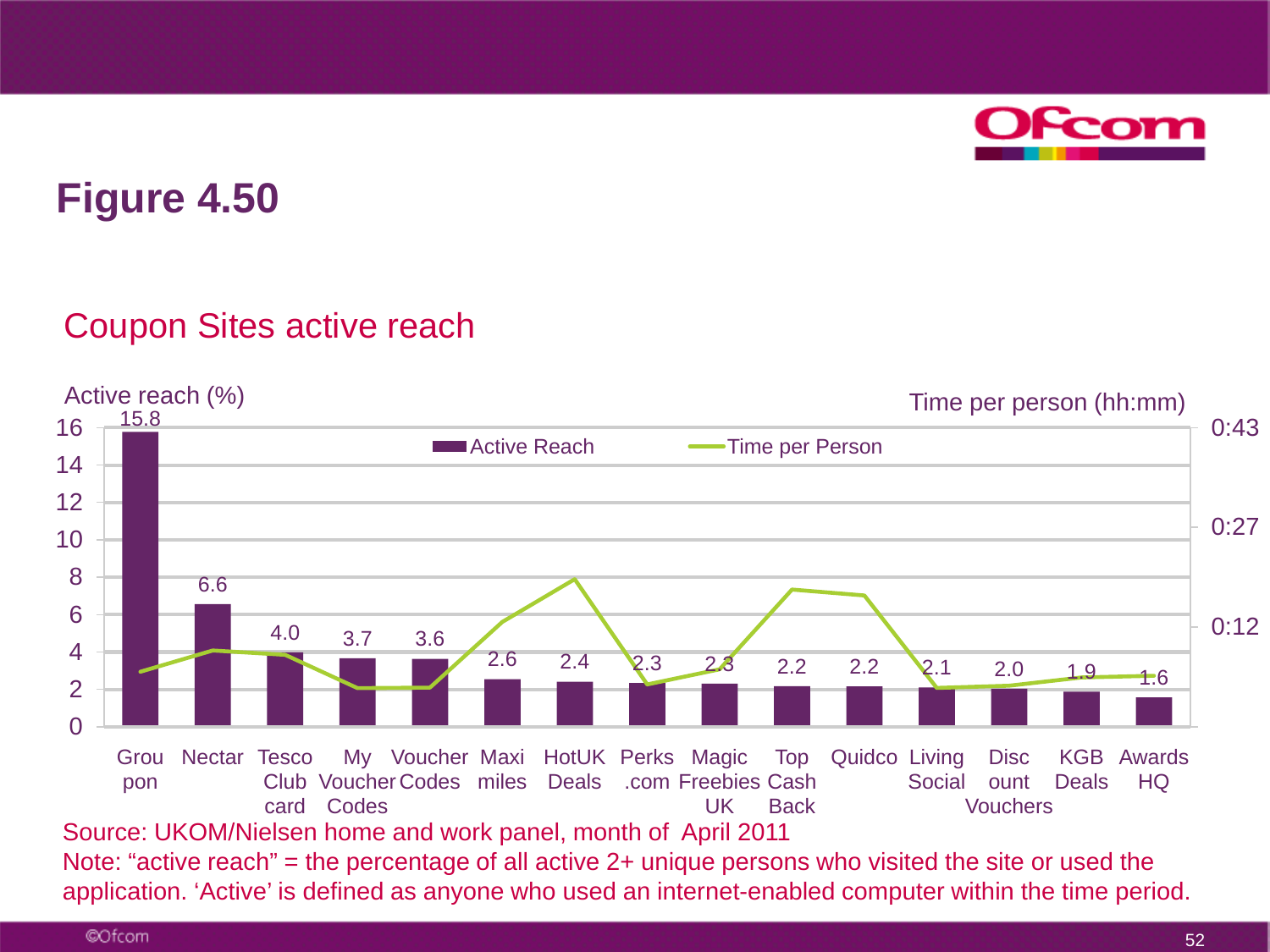# Figure 4.50

## Coupon Sites active reach

Active reach (%)

Time per person (hh:mm)

16
14
12
10
8
6
4
2
0

0:43
0:27
0:12

Active Reach
Time per Person

15.8
6.6
4.0
3.7
3.6
2.6
2.4
2.3
2.3
2.2
2.2
2.1
2.0
1.9
1.6

Groupon
Nectar
Tesco Club card
My Voucher Codes
Voucher Codes
Maxi miles
HotUK Deals
Perks .com
Magic Freebies UK
Top Cash Back
Quidco
Living Social
Discount Vouchers
KGB Deals
Awards HQ

Source: UKOM/Nielsen home and work panel, month of April 2011

Note: "active reach" = the percentage of all active 2+ unique persons who visited the site or used the application. 'Active' is defined as anyone who used an internet-enabled computer within the time period.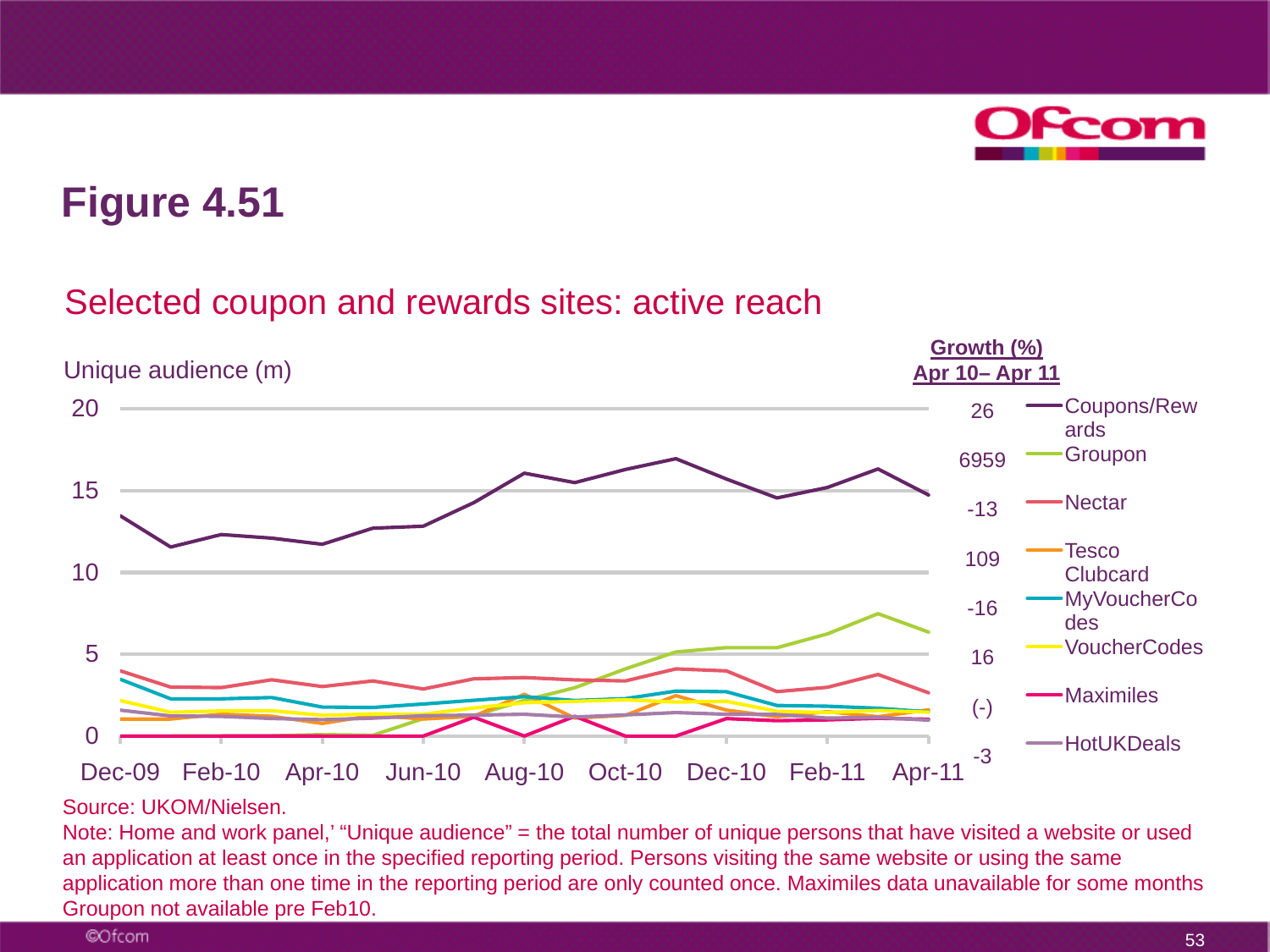# Figure 4.51

## Selected coupon and rewards sites: active reach

Unique audience (m)

20
15
10
5
0

Dec-09 Feb-10 Apr-10 Jun-10 Aug-10 Oct-10 Dec-10 Feb-11 Apr-11

**Growth (%) Apr 10– Apr 11**

26 Coupons/Rewards
6959 Groupon
-13 Nectar
109 Tesco Clubcard
-16 MyVoucherCodes
16 VoucherCodes
(-) Maximiles
-3 HotUKDeals

Source: UKOM/Nielsen.

Note: Home and work panel,' "Unique audience" = the total number of unique persons that have visited a website or used an application at least once in the specified reporting period. Persons visiting the same website or using the same application more than one time in the reporting period are only counted once. Maximiles data unavailable for some months Groupon not available pre Feb10.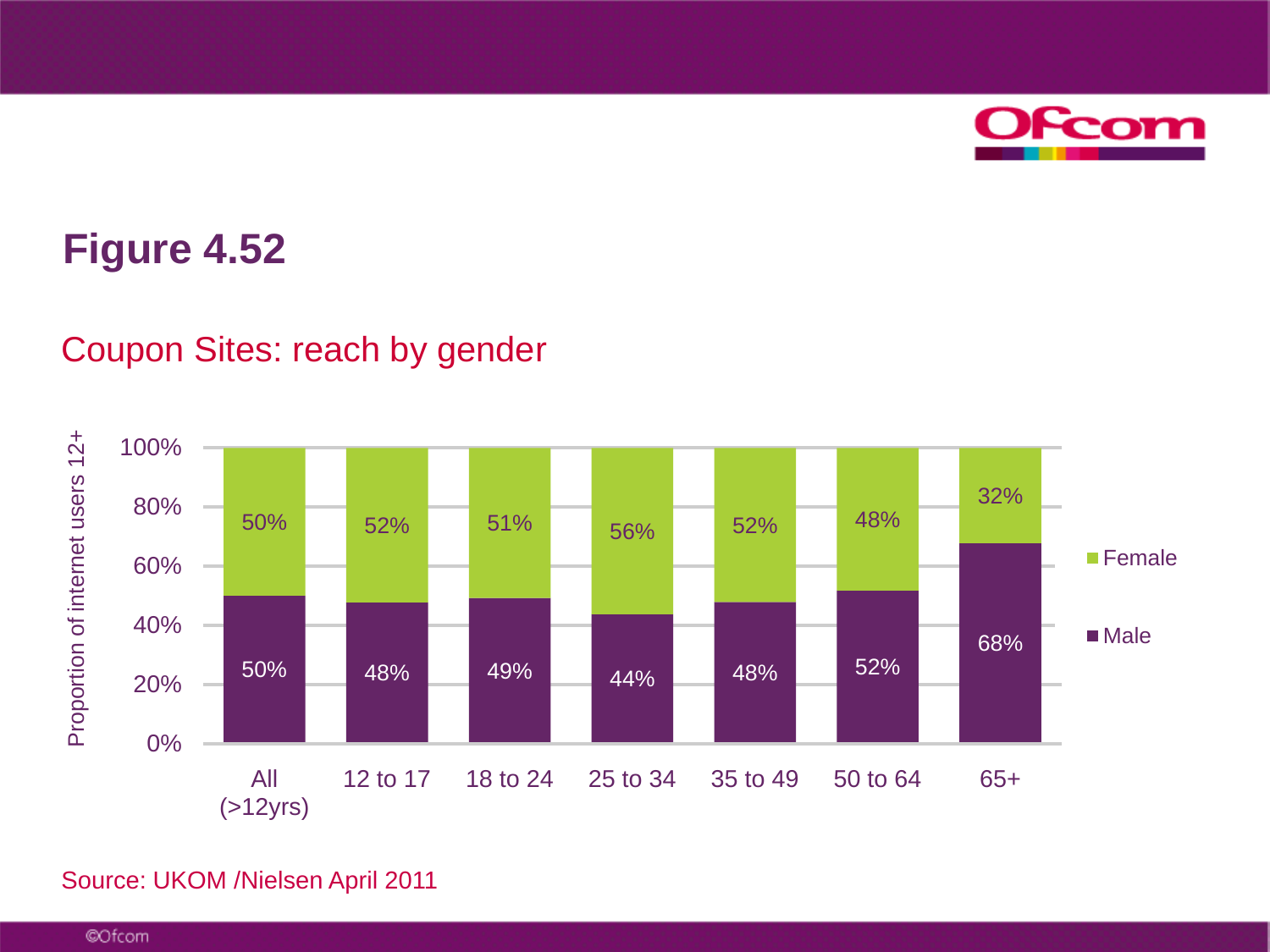# Figure 4.52

## Coupon Sites: reach by gender

Proportion of internet users 12+

100%
80%
60%
40%
20%
0%

All (>12yrs)
12 to 17
18 to 24
25 to 34
35 to 49
50 to 64
65+

Female: 50% 52% 51% 56% 52% 48% 32%

Male: 50% 48% 49% 44% 48% 52% 68%

Source: UKOM /Nielsen April 2011